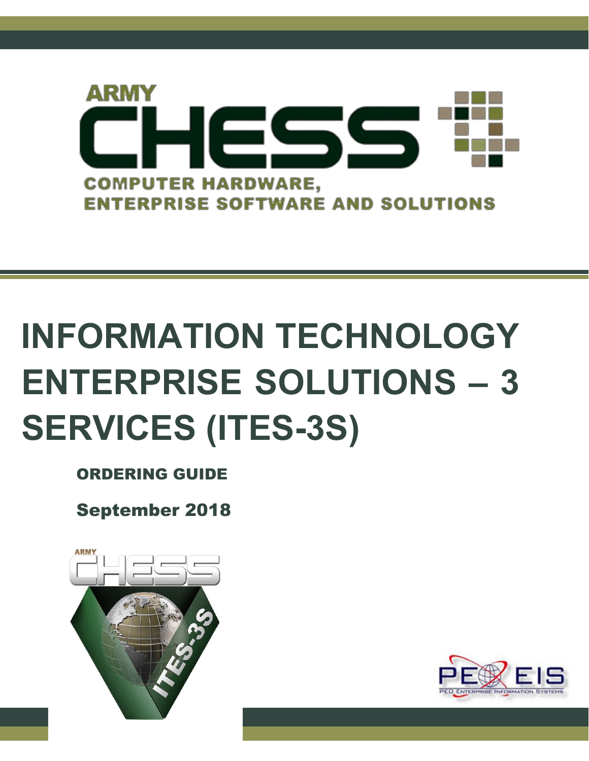ARMY

# CHESS

COMPUTER HARDWARE,
ENTERPRISE SOFTWARE AND SOLUTIONS

# INFORMATION TECHNOLOGY ENTERPRISE SOLUTIONS – 3 SERVICES (ITES-3S)

ORDERING GUIDE

September 2018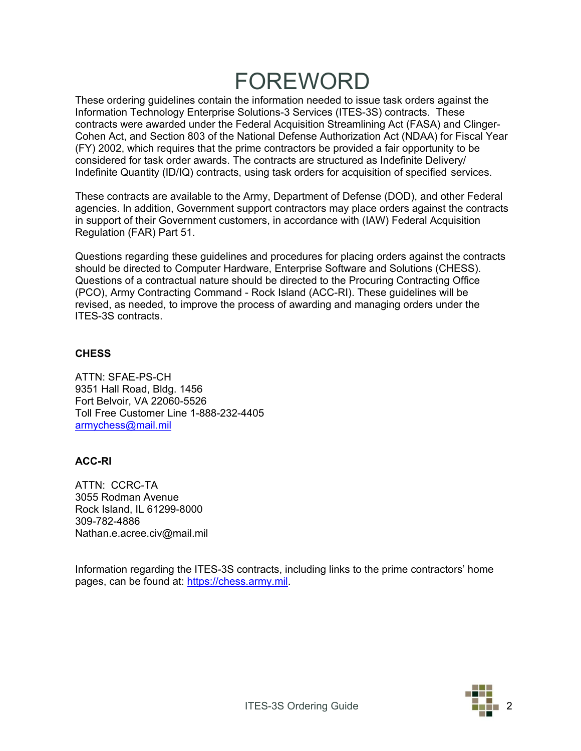# FOREWORD

These ordering guidelines contain the information needed to issue task orders against the Information Technology Enterprise Solutions-3 Services (ITES-3S) contracts. These contracts were awarded under the Federal Acquisition Streamlining Act (FASA) and Clinger-Cohen Act, and Section 803 of the National Defense Authorization Act (NDAA) for Fiscal Year (FY) 2002, which requires that the prime contractors be provided a fair opportunity to be considered for task order awards. The contracts are structured as Indefinite Delivery/ Indefinite Quantity (ID/IQ) contracts, using task orders for acquisition of specified services.

These contracts are available to the Army, Department of Defense (DOD), and other Federal agencies. In addition, Government support contractors may place orders against the contracts in support of their Government customers, in accordance with (IAW) Federal Acquisition Regulation (FAR) Part 51.

Questions regarding these guidelines and procedures for placing orders against the contracts should be directed to Computer Hardware, Enterprise Software and Solutions (CHESS). Questions of a contractual nature should be directed to the Procuring Contracting Office (PCO), Army Contracting Command - Rock Island (ACC-RI). These guidelines will be revised, as needed, to improve the process of awarding and managing orders under the ITES-3S contracts.

**CHESS**

ATTN: SFAE-PS-CH
9351 Hall Road, Bldg. 1456
Fort Belvoir, VA 22060-5526
Toll Free Customer Line 1-888-232-4405
armychess@mail.mil

**ACC-RI**

ATTN: CCRC-TA
3055 Rodman Avenue
Rock Island, IL 61299-8000
309-782-4886
Nathan.e.acree.civ@mail.mil

Information regarding the ITES-3S contracts, including links to the prime contractors' home pages, can be found at: https://chess.army.mil.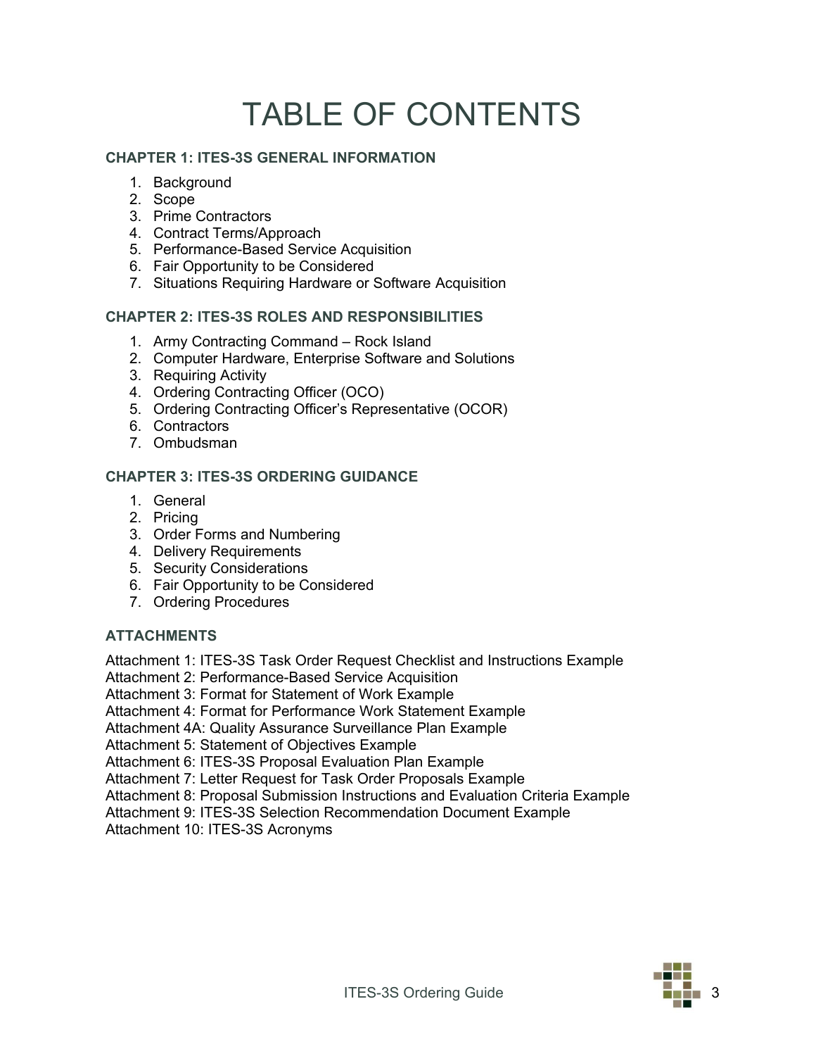# TABLE OF CONTENTS

### CHAPTER 1: ITES-3S GENERAL INFORMATION

1. Background
2. Scope
3. Prime Contractors
4. Contract Terms/Approach
5. Performance-Based Service Acquisition
6. Fair Opportunity to be Considered
7. Situations Requiring Hardware or Software Acquisition

### CHAPTER 2: ITES-3S ROLES AND RESPONSIBILITIES

1. Army Contracting Command – Rock Island
2. Computer Hardware, Enterprise Software and Solutions
3. Requiring Activity
4. Ordering Contracting Officer (OCO)
5. Ordering Contracting Officer's Representative (OCOR)
6. Contractors
7. Ombudsman

### CHAPTER 3: ITES-3S ORDERING GUIDANCE

1. General
2. Pricing
3. Order Forms and Numbering
4. Delivery Requirements
5. Security Considerations
6. Fair Opportunity to be Considered
7. Ordering Procedures

### ATTACHMENTS

Attachment 1: ITES-3S Task Order Request Checklist and Instructions Example
Attachment 2: Performance-Based Service Acquisition
Attachment 3: Format for Statement of Work Example
Attachment 4: Format for Performance Work Statement Example
Attachment 4A: Quality Assurance Surveillance Plan Example
Attachment 5: Statement of Objectives Example
Attachment 6: ITES-3S Proposal Evaluation Plan Example
Attachment 7: Letter Request for Task Order Proposals Example
Attachment 8: Proposal Submission Instructions and Evaluation Criteria Example
Attachment 9: ITES-3S Selection Recommendation Document Example
Attachment 10: ITES-3S Acronyms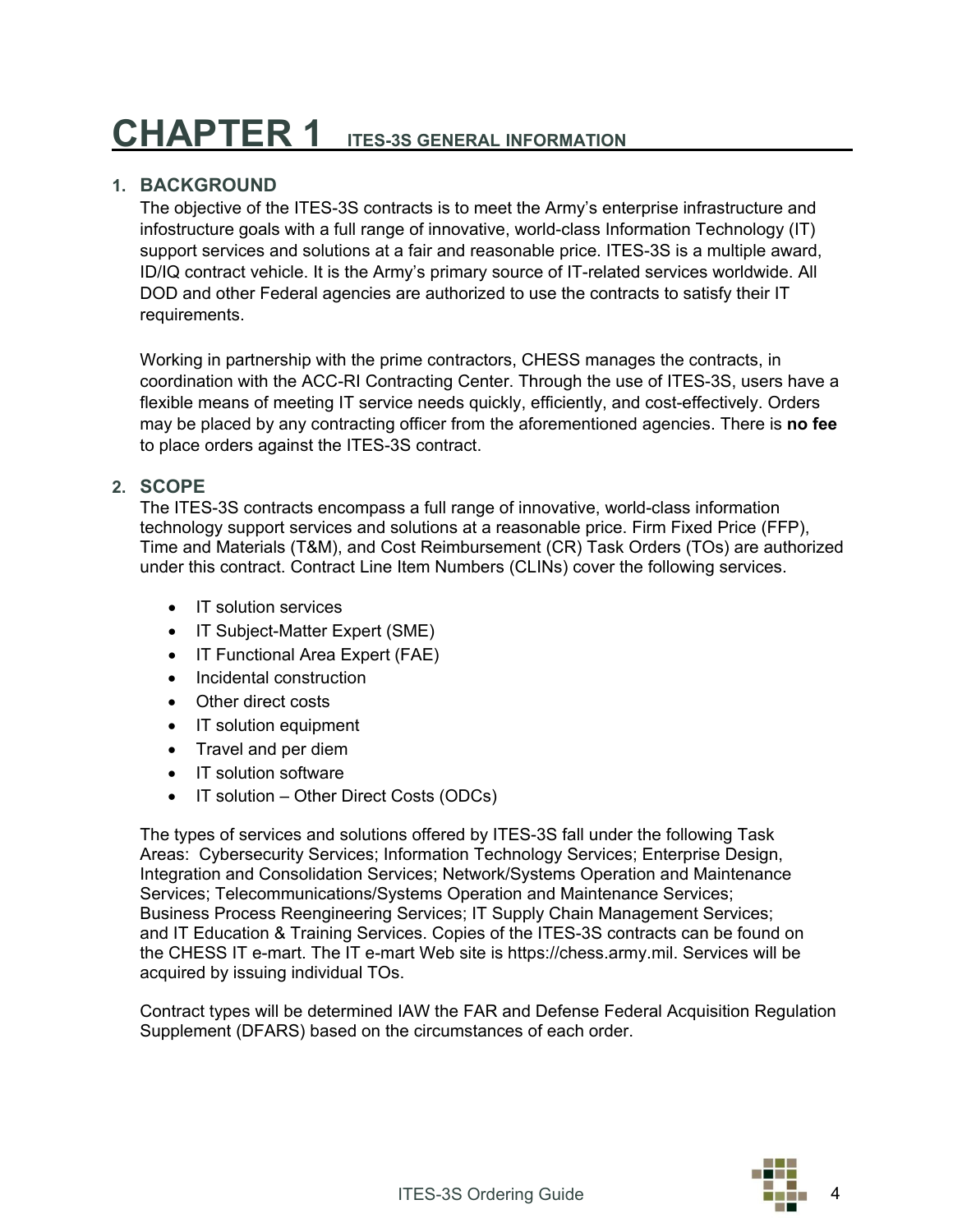# CHAPTER 1 ITES-3S GENERAL INFORMATION

## 1. BACKGROUND

The objective of the ITES-3S contracts is to meet the Army's enterprise infrastructure and infostructure goals with a full range of innovative, world-class Information Technology (IT) support services and solutions at a fair and reasonable price. ITES-3S is a multiple award, ID/IQ contract vehicle. It is the Army's primary source of IT-related services worldwide. All DOD and other Federal agencies are authorized to use the contracts to satisfy their IT requirements.

Working in partnership with the prime contractors, CHESS manages the contracts, in coordination with the ACC-RI Contracting Center. Through the use of ITES-3S, users have a flexible means of meeting IT service needs quickly, efficiently, and cost-effectively. Orders may be placed by any contracting officer from the aforementioned agencies. There is **no fee** to place orders against the ITES-3S contract.

## 2. SCOPE

The ITES-3S contracts encompass a full range of innovative, world-class information technology support services and solutions at a reasonable price. Firm Fixed Price (FFP), Time and Materials (T&M), and Cost Reimbursement (CR) Task Orders (TOs) are authorized under this contract. Contract Line Item Numbers (CLINs) cover the following services.

- IT solution services
- IT Subject-Matter Expert (SME)
- IT Functional Area Expert (FAE)
- Incidental construction
- Other direct costs
- IT solution equipment
- Travel and per diem
- IT solution software
- IT solution – Other Direct Costs (ODCs)

The types of services and solutions offered by ITES-3S fall under the following Task Areas: Cybersecurity Services; Information Technology Services; Enterprise Design, Integration and Consolidation Services; Network/Systems Operation and Maintenance Services; Telecommunications/Systems Operation and Maintenance Services; Business Process Reengineering Services; IT Supply Chain Management Services; and IT Education & Training Services. Copies of the ITES-3S contracts can be found on the CHESS IT e-mart. The IT e-mart Web site is https://chess.army.mil. Services will be acquired by issuing individual TOs.

Contract types will be determined IAW the FAR and Defense Federal Acquisition Regulation Supplement (DFARS) based on the circumstances of each order.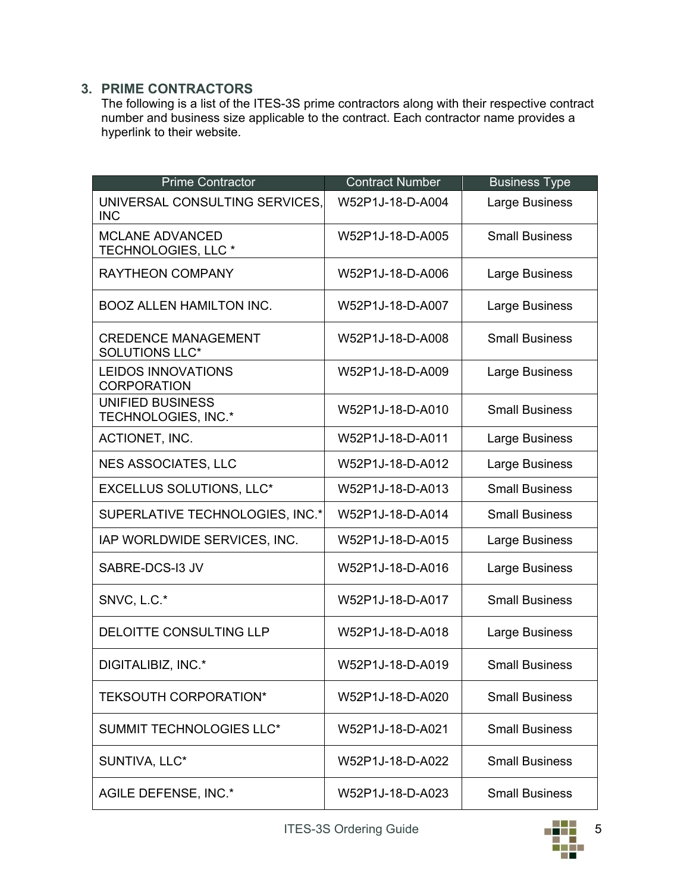## 3. PRIME CONTRACTORS

The following is a list of the ITES-3S prime contractors along with their respective contract number and business size applicable to the contract. Each contractor name provides a hyperlink to their website.

| Prime Contractor | Contract Number | Business Type |
|---|---|---|
| UNIVERSAL CONSULTING SERVICES, INC | W52P1J-18-D-A004 | Large Business |
| MCLANE ADVANCED TECHNOLOGIES, LLC * | W52P1J-18-D-A005 | Small Business |
| RAYTHEON COMPANY | W52P1J-18-D-A006 | Large Business |
| BOOZ ALLEN HAMILTON INC. | W52P1J-18-D-A007 | Large Business |
| CREDENCE MANAGEMENT SOLUTIONS LLC* | W52P1J-18-D-A008 | Small Business |
| LEIDOS INNOVATIONS CORPORATION | W52P1J-18-D-A009 | Large Business |
| UNIFIED BUSINESS TECHNOLOGIES, INC.* | W52P1J-18-D-A010 | Small Business |
| ACTIONET, INC. | W52P1J-18-D-A011 | Large Business |
| NES ASSOCIATES, LLC | W52P1J-18-D-A012 | Large Business |
| EXCELLUS SOLUTIONS, LLC* | W52P1J-18-D-A013 | Small Business |
| SUPERLATIVE TECHNOLOGIES, INC.* | W52P1J-18-D-A014 | Small Business |
| IAP WORLDWIDE SERVICES, INC. | W52P1J-18-D-A015 | Large Business |
| SABRE-DCS-I3 JV | W52P1J-18-D-A016 | Large Business |
| SNVC, L.C.* | W52P1J-18-D-A017 | Small Business |
| DELOITTE CONSULTING LLP | W52P1J-18-D-A018 | Large Business |
| DIGITALIBIZ, INC.* | W52P1J-18-D-A019 | Small Business |
| TEKSOUTH CORPORATION* | W52P1J-18-D-A020 | Small Business |
| SUMMIT TECHNOLOGIES LLC* | W52P1J-18-D-A021 | Small Business |
| SUNTIVA, LLC* | W52P1J-18-D-A022 | Small Business |
| AGILE DEFENSE, INC.* | W52P1J-18-D-A023 | Small Business |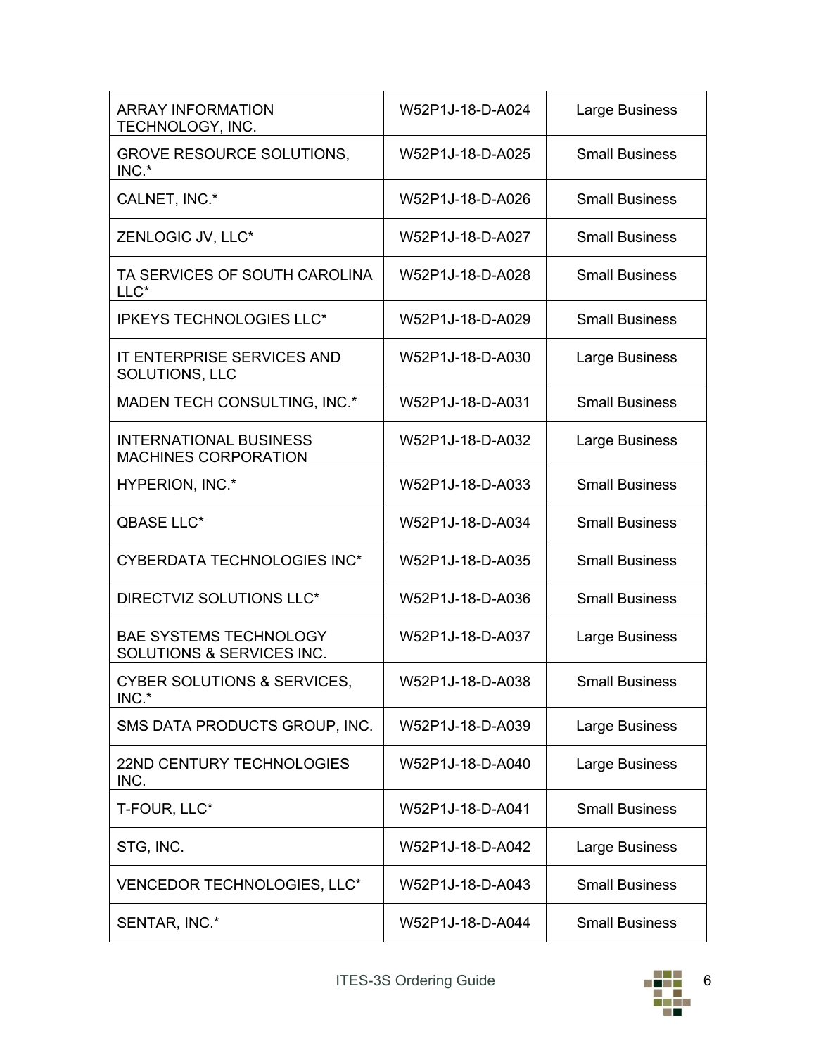| | | |
|---|---|---|
| ARRAY INFORMATION TECHNOLOGY, INC. | W52P1J-18-D-A024 | Large Business |
| GROVE RESOURCE SOLUTIONS, INC.* | W52P1J-18-D-A025 | Small Business |
| CALNET, INC.* | W52P1J-18-D-A026 | Small Business |
| ZENLOGIC JV, LLC* | W52P1J-18-D-A027 | Small Business |
| TA SERVICES OF SOUTH CAROLINA LLC* | W52P1J-18-D-A028 | Small Business |
| IPKEYS TECHNOLOGIES LLC* | W52P1J-18-D-A029 | Small Business |
| IT ENTERPRISE SERVICES AND SOLUTIONS, LLC | W52P1J-18-D-A030 | Large Business |
| MADEN TECH CONSULTING, INC.* | W52P1J-18-D-A031 | Small Business |
| INTERNATIONAL BUSINESS MACHINES CORPORATION | W52P1J-18-D-A032 | Large Business |
| HYPERION, INC.* | W52P1J-18-D-A033 | Small Business |
| QBASE LLC* | W52P1J-18-D-A034 | Small Business |
| CYBERDATA TECHNOLOGIES INC* | W52P1J-18-D-A035 | Small Business |
| DIRECTVIZ SOLUTIONS LLC* | W52P1J-18-D-A036 | Small Business |
| BAE SYSTEMS TECHNOLOGY SOLUTIONS & SERVICES INC. | W52P1J-18-D-A037 | Large Business |
| CYBER SOLUTIONS & SERVICES, INC.* | W52P1J-18-D-A038 | Small Business |
| SMS DATA PRODUCTS GROUP, INC. | W52P1J-18-D-A039 | Large Business |
| 22ND CENTURY TECHNOLOGIES INC. | W52P1J-18-D-A040 | Large Business |
| T-FOUR, LLC* | W52P1J-18-D-A041 | Small Business |
| STG, INC. | W52P1J-18-D-A042 | Large Business |
| VENCEDOR TECHNOLOGIES, LLC* | W52P1J-18-D-A043 | Small Business |
| SENTAR, INC.* | W52P1J-18-D-A044 | Small Business |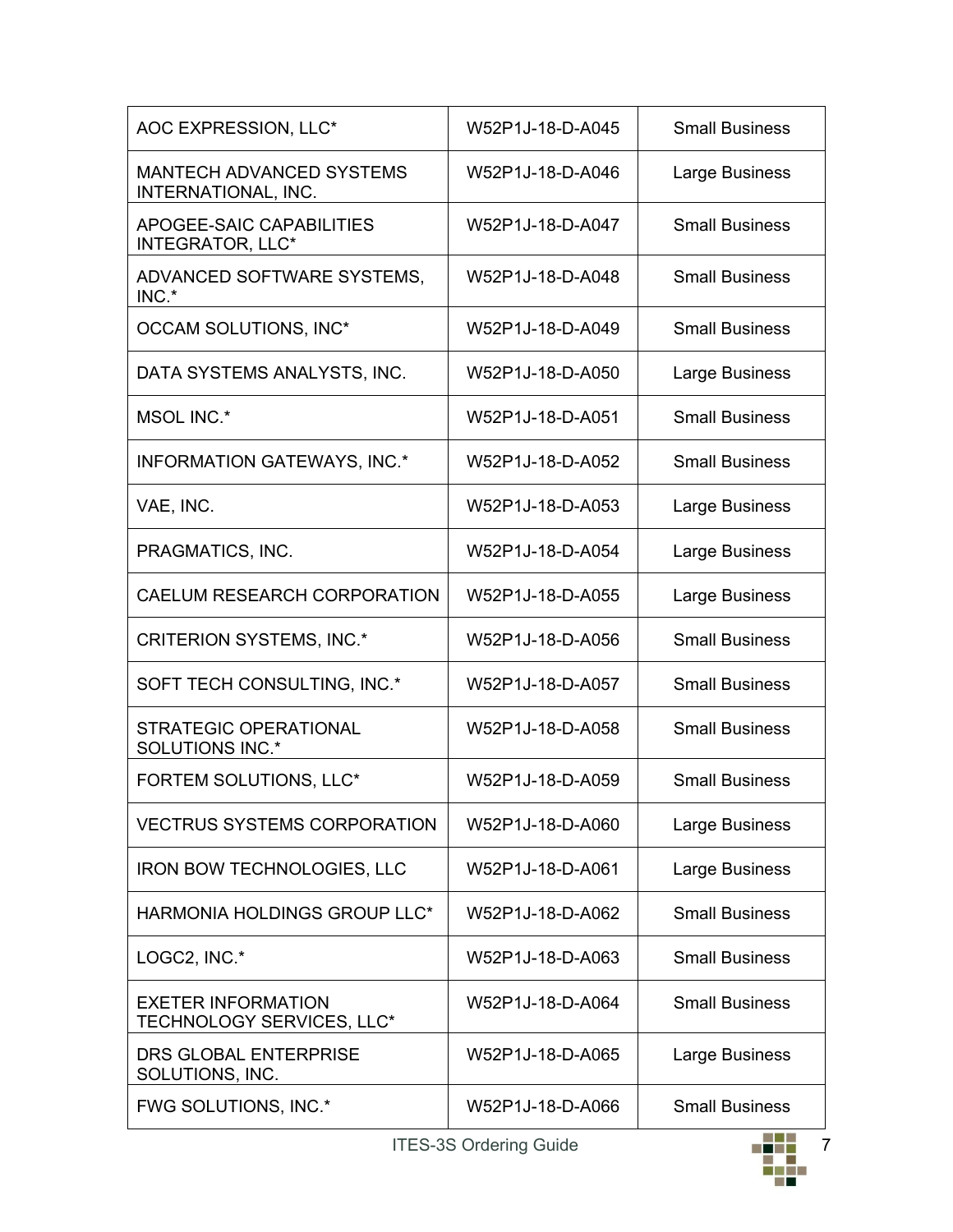| AOC EXPRESSION, LLC* | W52P1J-18-D-A045 | Small Business |
|---|---|---|
| MANTECH ADVANCED SYSTEMS INTERNATIONAL, INC. | W52P1J-18-D-A046 | Large Business |
| APOGEE-SAIC CAPABILITIES INTEGRATOR, LLC* | W52P1J-18-D-A047 | Small Business |
| ADVANCED SOFTWARE SYSTEMS, INC.* | W52P1J-18-D-A048 | Small Business |
| OCCAM SOLUTIONS, INC* | W52P1J-18-D-A049 | Small Business |
| DATA SYSTEMS ANALYSTS, INC. | W52P1J-18-D-A050 | Large Business |
| MSOL INC.* | W52P1J-18-D-A051 | Small Business |
| INFORMATION GATEWAYS, INC.* | W52P1J-18-D-A052 | Small Business |
| VAE, INC. | W52P1J-18-D-A053 | Large Business |
| PRAGMATICS, INC. | W52P1J-18-D-A054 | Large Business |
| CAELUM RESEARCH CORPORATION | W52P1J-18-D-A055 | Large Business |
| CRITERION SYSTEMS, INC.* | W52P1J-18-D-A056 | Small Business |
| SOFT TECH CONSULTING, INC.* | W52P1J-18-D-A057 | Small Business |
| STRATEGIC OPERATIONAL SOLUTIONS INC.* | W52P1J-18-D-A058 | Small Business |
| FORTEM SOLUTIONS, LLC* | W52P1J-18-D-A059 | Small Business |
| VECTRUS SYSTEMS CORPORATION | W52P1J-18-D-A060 | Large Business |
| IRON BOW TECHNOLOGIES, LLC | W52P1J-18-D-A061 | Large Business |
| HARMONIA HOLDINGS GROUP LLC* | W52P1J-18-D-A062 | Small Business |
| LOGC2, INC.* | W52P1J-18-D-A063 | Small Business |
| EXETER INFORMATION TECHNOLOGY SERVICES, LLC* | W52P1J-18-D-A064 | Small Business |
| DRS GLOBAL ENTERPRISE SOLUTIONS, INC. | W52P1J-18-D-A065 | Large Business |
| FWG SOLUTIONS, INC.* | W52P1J-18-D-A066 | Small Business |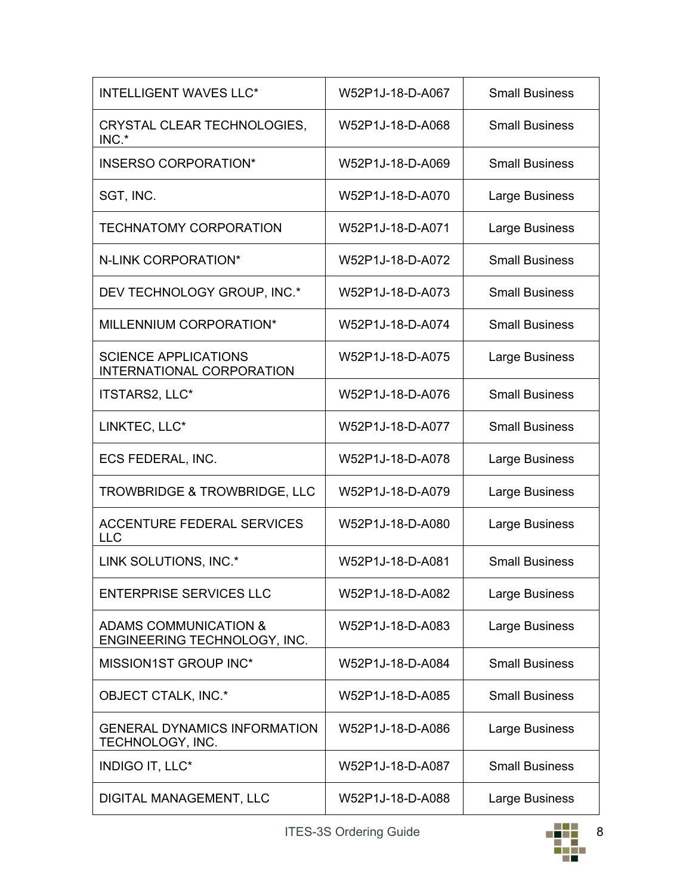| INTELLIGENT WAVES LLC* | W52P1J-18-D-A067 | Small Business |
|---|---|---|
| CRYSTAL CLEAR TECHNOLOGIES, INC.* | W52P1J-18-D-A068 | Small Business |
| INSERSO CORPORATION* | W52P1J-18-D-A069 | Small Business |
| SGT, INC. | W52P1J-18-D-A070 | Large Business |
| TECHNATOMY CORPORATION | W52P1J-18-D-A071 | Large Business |
| N-LINK CORPORATION* | W52P1J-18-D-A072 | Small Business |
| DEV TECHNOLOGY GROUP, INC.* | W52P1J-18-D-A073 | Small Business |
| MILLENNIUM CORPORATION* | W52P1J-18-D-A074 | Small Business |
| SCIENCE APPLICATIONS INTERNATIONAL CORPORATION | W52P1J-18-D-A075 | Large Business |
| ITSTARS2, LLC* | W52P1J-18-D-A076 | Small Business |
| LINKTEC, LLC* | W52P1J-18-D-A077 | Small Business |
| ECS FEDERAL, INC. | W52P1J-18-D-A078 | Large Business |
| TROWBRIDGE & TROWBRIDGE, LLC | W52P1J-18-D-A079 | Large Business |
| ACCENTURE FEDERAL SERVICES LLC | W52P1J-18-D-A080 | Large Business |
| LINK SOLUTIONS, INC.* | W52P1J-18-D-A081 | Small Business |
| ENTERPRISE SERVICES LLC | W52P1J-18-D-A082 | Large Business |
| ADAMS COMMUNICATION & ENGINEERING TECHNOLOGY, INC. | W52P1J-18-D-A083 | Large Business |
| MISSION1ST GROUP INC* | W52P1J-18-D-A084 | Small Business |
| OBJECT CTALK, INC.* | W52P1J-18-D-A085 | Small Business |
| GENERAL DYNAMICS INFORMATION TECHNOLOGY, INC. | W52P1J-18-D-A086 | Large Business |
| INDIGO IT, LLC* | W52P1J-18-D-A087 | Small Business |
| DIGITAL MANAGEMENT, LLC | W52P1J-18-D-A088 | Large Business |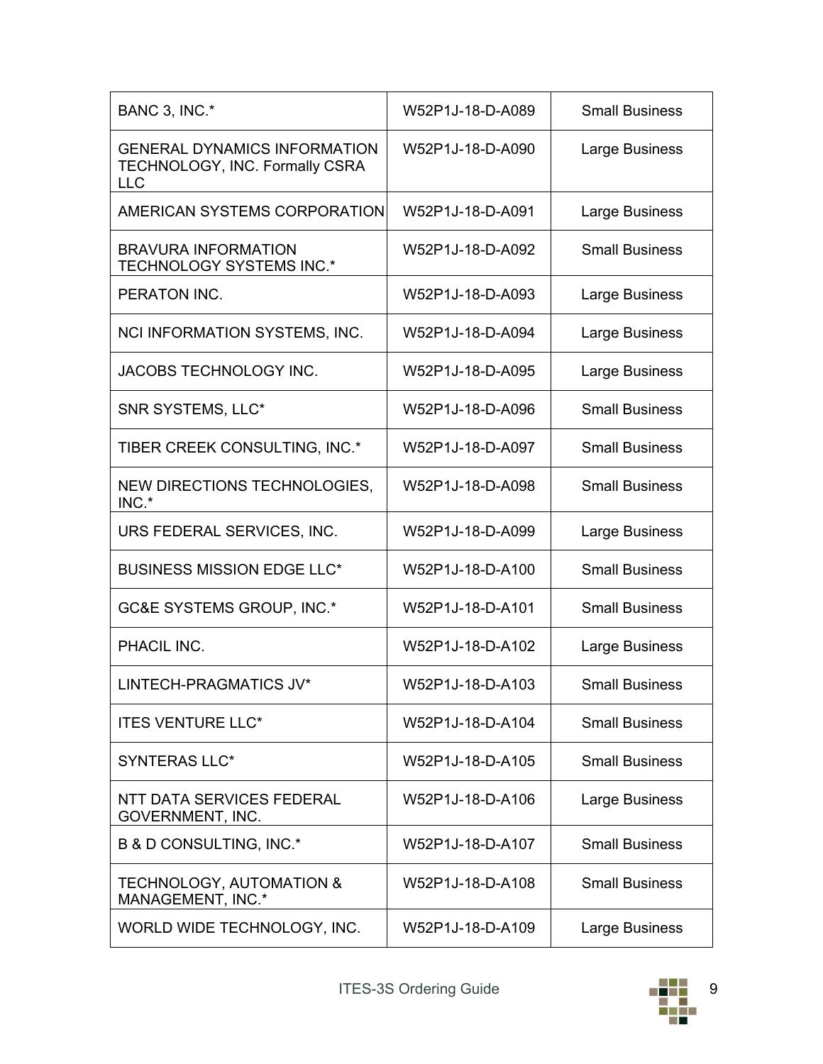| | | |
|---|---|---|
| BANC 3, INC.* | W52P1J-18-D-A089 | Small Business |
| GENERAL DYNAMICS INFORMATION TECHNOLOGY, INC. Formally CSRA LLC | W52P1J-18-D-A090 | Large Business |
| AMERICAN SYSTEMS CORPORATION | W52P1J-18-D-A091 | Large Business |
| BRAVURA INFORMATION TECHNOLOGY SYSTEMS INC.* | W52P1J-18-D-A092 | Small Business |
| PERATON INC. | W52P1J-18-D-A093 | Large Business |
| NCI INFORMATION SYSTEMS, INC. | W52P1J-18-D-A094 | Large Business |
| JACOBS TECHNOLOGY INC. | W52P1J-18-D-A095 | Large Business |
| SNR SYSTEMS, LLC* | W52P1J-18-D-A096 | Small Business |
| TIBER CREEK CONSULTING, INC.* | W52P1J-18-D-A097 | Small Business |
| NEW DIRECTIONS TECHNOLOGIES, INC.* | W52P1J-18-D-A098 | Small Business |
| URS FEDERAL SERVICES, INC. | W52P1J-18-D-A099 | Large Business |
| BUSINESS MISSION EDGE LLC* | W52P1J-18-D-A100 | Small Business |
| GC&E SYSTEMS GROUP, INC.* | W52P1J-18-D-A101 | Small Business |
| PHACIL INC. | W52P1J-18-D-A102 | Large Business |
| LINTECH-PRAGMATICS JV* | W52P1J-18-D-A103 | Small Business |
| ITES VENTURE LLC* | W52P1J-18-D-A104 | Small Business |
| SYNTERAS LLC* | W52P1J-18-D-A105 | Small Business |
| NTT DATA SERVICES FEDERAL GOVERNMENT, INC. | W52P1J-18-D-A106 | Large Business |
| B & D CONSULTING, INC.* | W52P1J-18-D-A107 | Small Business |
| TECHNOLOGY, AUTOMATION & MANAGEMENT, INC.* | W52P1J-18-D-A108 | Small Business |
| WORLD WIDE TECHNOLOGY, INC. | W52P1J-18-D-A109 | Large Business |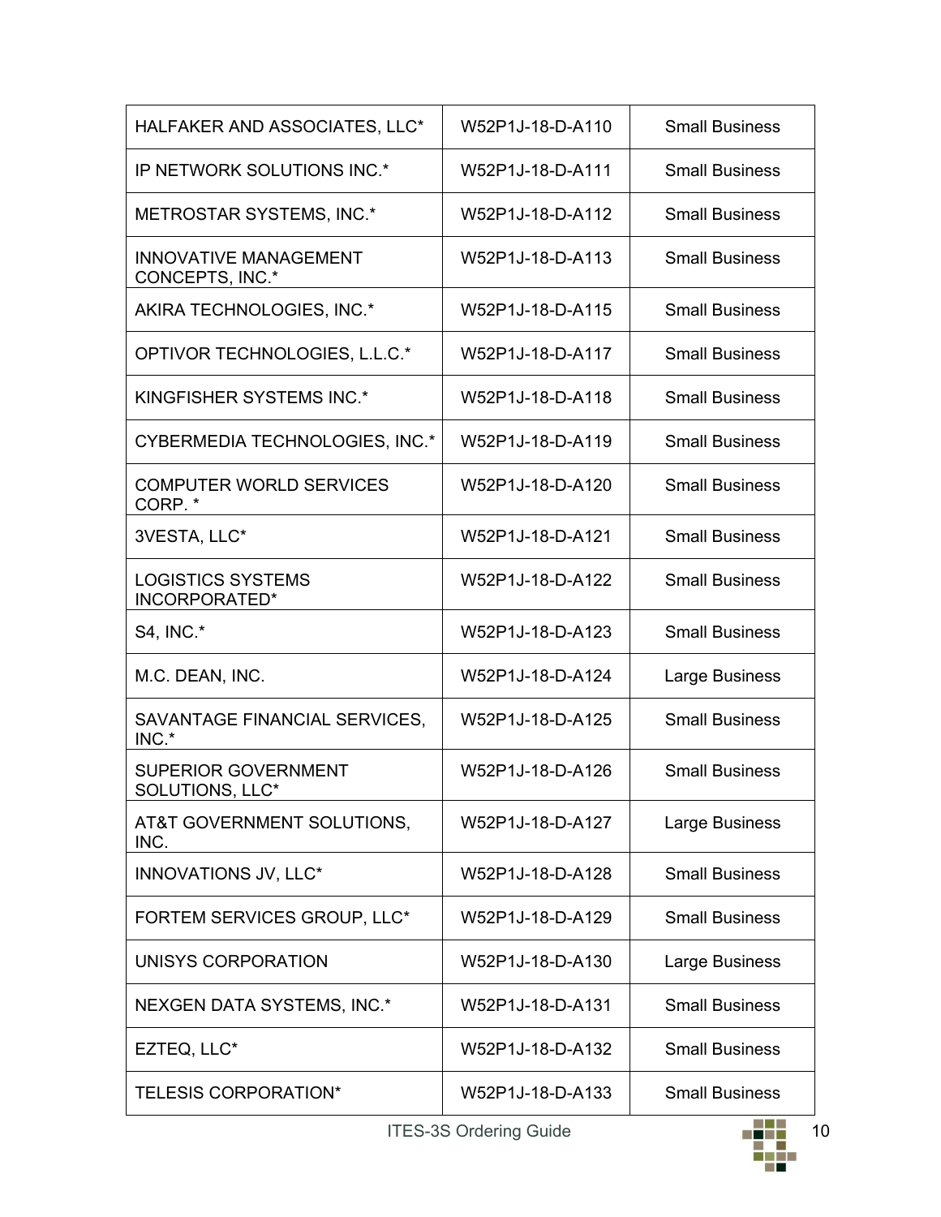| | | |
|---|---|---|
| HALFAKER AND ASSOCIATES, LLC* | W52P1J-18-D-A110 | Small Business |
| IP NETWORK SOLUTIONS INC.* | W52P1J-18-D-A111 | Small Business |
| METROSTAR SYSTEMS, INC.* | W52P1J-18-D-A112 | Small Business |
| INNOVATIVE MANAGEMENT CONCEPTS, INC.* | W52P1J-18-D-A113 | Small Business |
| AKIRA TECHNOLOGIES, INC.* | W52P1J-18-D-A115 | Small Business |
| OPTIVOR TECHNOLOGIES, L.L.C.* | W52P1J-18-D-A117 | Small Business |
| KINGFISHER SYSTEMS INC.* | W52P1J-18-D-A118 | Small Business |
| CYBERMEDIA TECHNOLOGIES, INC.* | W52P1J-18-D-A119 | Small Business |
| COMPUTER WORLD SERVICES CORP. * | W52P1J-18-D-A120 | Small Business |
| 3VESTA, LLC* | W52P1J-18-D-A121 | Small Business |
| LOGISTICS SYSTEMS INCORPORATED* | W52P1J-18-D-A122 | Small Business |
| S4, INC.* | W52P1J-18-D-A123 | Small Business |
| M.C. DEAN, INC. | W52P1J-18-D-A124 | Large Business |
| SAVANTAGE FINANCIAL SERVICES, INC.* | W52P1J-18-D-A125 | Small Business |
| SUPERIOR GOVERNMENT SOLUTIONS, LLC* | W52P1J-18-D-A126 | Small Business |
| AT&T GOVERNMENT SOLUTIONS, INC. | W52P1J-18-D-A127 | Large Business |
| INNOVATIONS JV, LLC* | W52P1J-18-D-A128 | Small Business |
| FORTEM SERVICES GROUP, LLC* | W52P1J-18-D-A129 | Small Business |
| UNISYS CORPORATION | W52P1J-18-D-A130 | Large Business |
| NEXGEN DATA SYSTEMS, INC.* | W52P1J-18-D-A131 | Small Business |
| EZTEQ, LLC* | W52P1J-18-D-A132 | Small Business |
| TELESIS CORPORATION* | W52P1J-18-D-A133 | Small Business |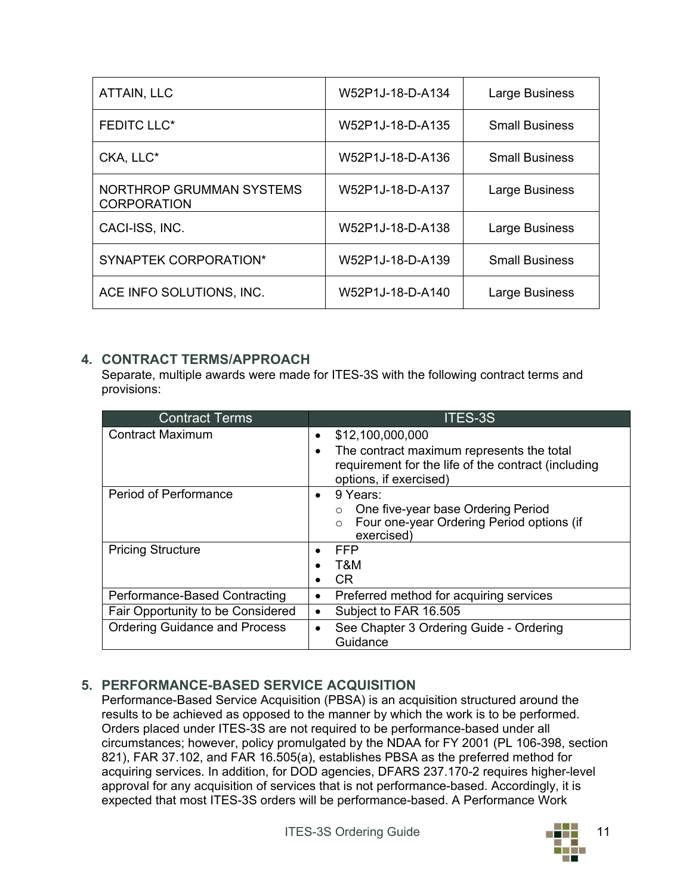| | | |
|---|---|---|
| ATTAIN, LLC | W52P1J-18-D-A134 | Large Business |
| FEDITC LLC* | W52P1J-18-D-A135 | Small Business |
| CKA, LLC* | W52P1J-18-D-A136 | Small Business |
| NORTHROP GRUMMAN SYSTEMS CORPORATION | W52P1J-18-D-A137 | Large Business |
| CACI-ISS, INC. | W52P1J-18-D-A138 | Large Business |
| SYNAPTEK CORPORATION* | W52P1J-18-D-A139 | Small Business |
| ACE INFO SOLUTIONS, INC. | W52P1J-18-D-A140 | Large Business |

## 4. CONTRACT TERMS/APPROACH

Separate, multiple awards were made for ITES-3S with the following contract terms and provisions:

| Contract Terms | ITES-3S |
|---|---|
| Contract Maximum | • $12,100,000,000<br>• The contract maximum represents the total requirement for the life of the contract (including options, if exercised) |
| Period of Performance | • 9 Years:<br>  ○ One five-year base Ordering Period<br>  ○ Four one-year Ordering Period options (if exercised) |
| Pricing Structure | • FFP<br>• T&M<br>• CR |
| Performance-Based Contracting | • Preferred method for acquiring services |
| Fair Opportunity to be Considered | • Subject to FAR 16.505 |
| Ordering Guidance and Process | • See Chapter 3 Ordering Guide - Ordering Guidance |

## 5. PERFORMANCE-BASED SERVICE ACQUISITION

Performance-Based Service Acquisition (PBSA) is an acquisition structured around the results to be achieved as opposed to the manner by which the work is to be performed. Orders placed under ITES-3S are not required to be performance-based under all circumstances; however, policy promulgated by the NDAA for FY 2001 (PL 106-398, section 821), FAR 37.102, and FAR 16.505(a), establishes PBSA as the preferred method for acquiring services. In addition, for DOD agencies, DFARS 237.170-2 requires higher-level approval for any acquisition of services that is not performance-based. Accordingly, it is expected that most ITES-3S orders will be performance-based. A Performance Work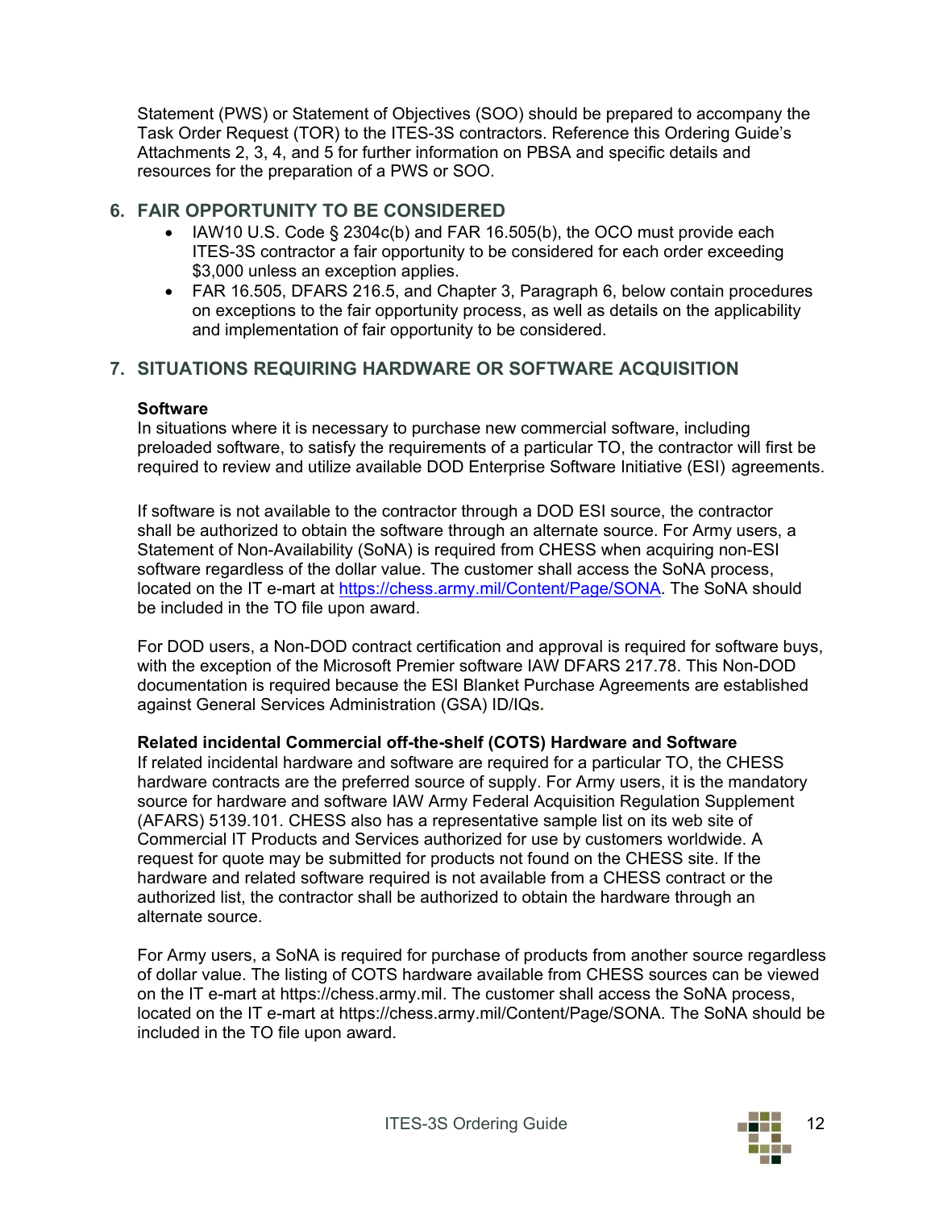Statement (PWS) or Statement of Objectives (SOO) should be prepared to accompany the Task Order Request (TOR) to the ITES-3S contractors. Reference this Ordering Guide's Attachments 2, 3, 4, and 5 for further information on PBSA and specific details and resources for the preparation of a PWS or SOO.

## 6. FAIR OPPORTUNITY TO BE CONSIDERED

- IAW10 U.S. Code § 2304c(b) and FAR 16.505(b), the OCO must provide each ITES-3S contractor a fair opportunity to be considered for each order exceeding $3,000 unless an exception applies.
- FAR 16.505, DFARS 216.5, and Chapter 3, Paragraph 6, below contain procedures on exceptions to the fair opportunity process, as well as details on the applicability and implementation of fair opportunity to be considered.

## 7. SITUATIONS REQUIRING HARDWARE OR SOFTWARE ACQUISITION

**Software**

In situations where it is necessary to purchase new commercial software, including preloaded software, to satisfy the requirements of a particular TO, the contractor will first be required to review and utilize available DOD Enterprise Software Initiative (ESI) agreements.

If software is not available to the contractor through a DOD ESI source, the contractor shall be authorized to obtain the software through an alternate source. For Army users, a Statement of Non-Availability (SoNA) is required from CHESS when acquiring non-ESI software regardless of the dollar value. The customer shall access the SoNA process, located on the IT e-mart at https://chess.army.mil/Content/Page/SONA. The SoNA should be included in the TO file upon award.

For DOD users, a Non-DOD contract certification and approval is required for software buys, with the exception of the Microsoft Premier software IAW DFARS 217.78. This Non-DOD documentation is required because the ESI Blanket Purchase Agreements are established against General Services Administration (GSA) ID/IQs.

**Related incidental Commercial off-the-shelf (COTS) Hardware and Software**

If related incidental hardware and software are required for a particular TO, the CHESS hardware contracts are the preferred source of supply. For Army users, it is the mandatory source for hardware and software IAW Army Federal Acquisition Regulation Supplement (AFARS) 5139.101. CHESS also has a representative sample list on its web site of Commercial IT Products and Services authorized for use by customers worldwide. A request for quote may be submitted for products not found on the CHESS site. If the hardware and related software required is not available from a CHESS contract or the authorized list, the contractor shall be authorized to obtain the hardware through an alternate source.

For Army users, a SoNA is required for purchase of products from another source regardless of dollar value. The listing of COTS hardware available from CHESS sources can be viewed on the IT e-mart at https://chess.army.mil. The customer shall access the SoNA process, located on the IT e-mart at https://chess.army.mil/Content/Page/SONA. The SoNA should be included in the TO file upon award.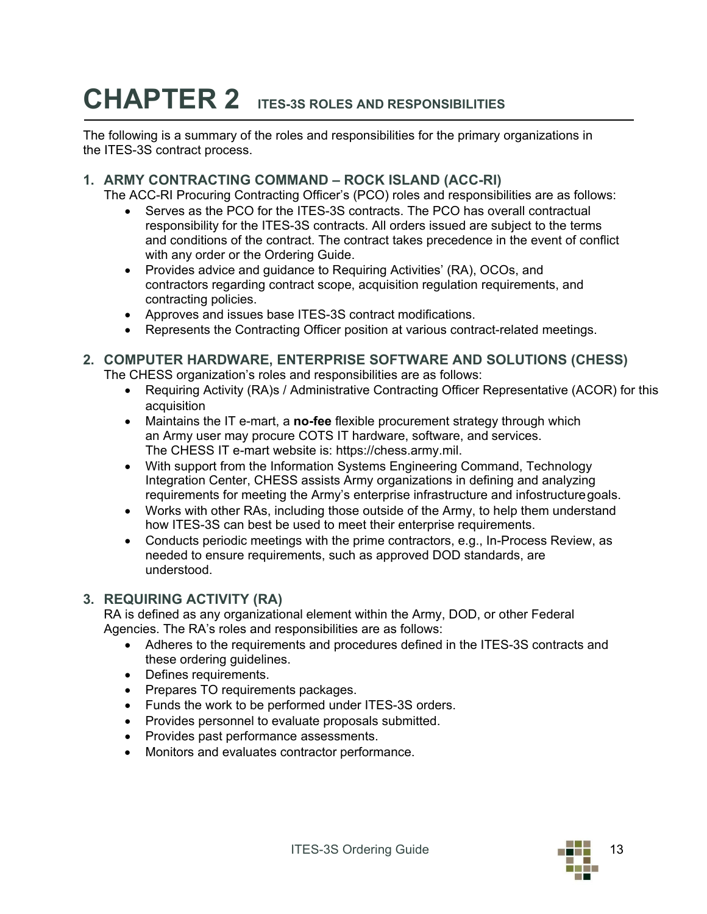# CHAPTER 2 ITES-3S ROLES AND RESPONSIBILITIES

The following is a summary of the roles and responsibilities for the primary organizations in the ITES-3S contract process.

## 1. ARMY CONTRACTING COMMAND – ROCK ISLAND (ACC-RI)

The ACC-RI Procuring Contracting Officer's (PCO) roles and responsibilities are as follows:

- Serves as the PCO for the ITES-3S contracts. The PCO has overall contractual responsibility for the ITES-3S contracts. All orders issued are subject to the terms and conditions of the contract. The contract takes precedence in the event of conflict with any order or the Ordering Guide.
- Provides advice and guidance to Requiring Activities' (RA), OCOs, and contractors regarding contract scope, acquisition regulation requirements, and contracting policies.
- Approves and issues base ITES-3S contract modifications.
- Represents the Contracting Officer position at various contract-related meetings.

## 2. COMPUTER HARDWARE, ENTERPRISE SOFTWARE AND SOLUTIONS (CHESS)

The CHESS organization's roles and responsibilities are as follows:

- Requiring Activity (RA)s / Administrative Contracting Officer Representative (ACOR) for this acquisition
- Maintains the IT e-mart, a **no-fee** flexible procurement strategy through which an Army user may procure COTS IT hardware, software, and services. The CHESS IT e-mart website is: https://chess.army.mil.
- With support from the Information Systems Engineering Command, Technology Integration Center, CHESS assists Army organizations in defining and analyzing requirements for meeting the Army's enterprise infrastructure and infostructure goals.
- Works with other RAs, including those outside of the Army, to help them understand how ITES-3S can best be used to meet their enterprise requirements.
- Conducts periodic meetings with the prime contractors, e.g., In-Process Review, as needed to ensure requirements, such as approved DOD standards, are understood.

## 3. REQUIRING ACTIVITY (RA)

RA is defined as any organizational element within the Army, DOD, or other Federal Agencies. The RA's roles and responsibilities are as follows:

- Adheres to the requirements and procedures defined in the ITES-3S contracts and these ordering guidelines.
- Defines requirements.
- Prepares TO requirements packages.
- Funds the work to be performed under ITES-3S orders.
- Provides personnel to evaluate proposals submitted.
- Provides past performance assessments.
- Monitors and evaluates contractor performance.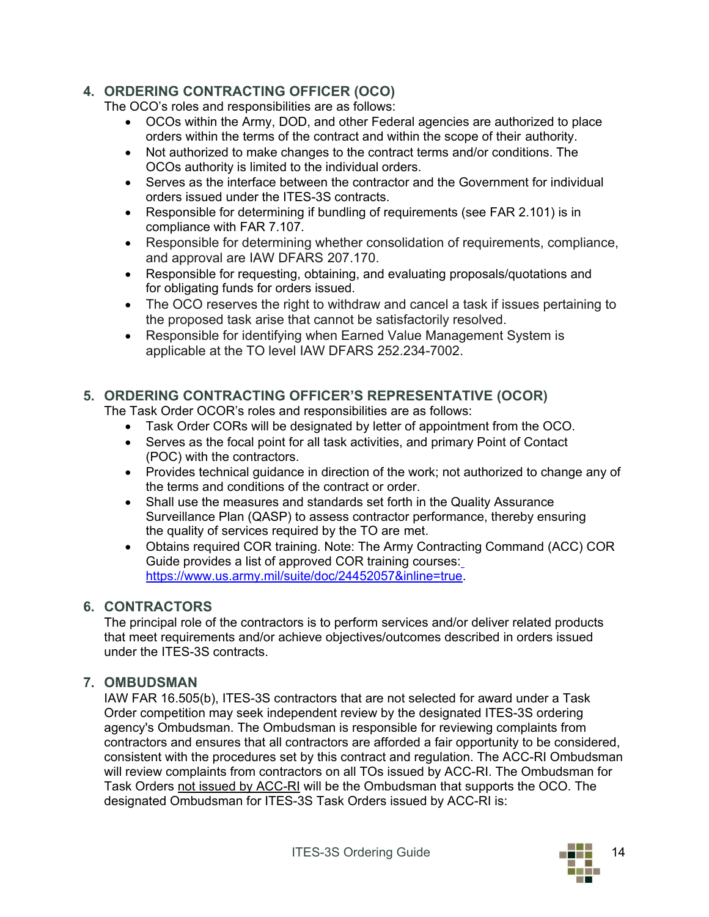## 4. ORDERING CONTRACTING OFFICER (OCO)

The OCO's roles and responsibilities are as follows:

- OCOs within the Army, DOD, and other Federal agencies are authorized to place orders within the terms of the contract and within the scope of their authority.
- Not authorized to make changes to the contract terms and/or conditions. The OCOs authority is limited to the individual orders.
- Serves as the interface between the contractor and the Government for individual orders issued under the ITES-3S contracts.
- Responsible for determining if bundling of requirements (see FAR 2.101) is in compliance with FAR 7.107.
- Responsible for determining whether consolidation of requirements, compliance, and approval are IAW DFARS 207.170.
- Responsible for requesting, obtaining, and evaluating proposals/quotations and for obligating funds for orders issued.
- The OCO reserves the right to withdraw and cancel a task if issues pertaining to the proposed task arise that cannot be satisfactorily resolved.
- Responsible for identifying when Earned Value Management System is applicable at the TO level IAW DFARS 252.234-7002.

## 5. ORDERING CONTRACTING OFFICER'S REPRESENTATIVE (OCOR)

The Task Order OCOR's roles and responsibilities are as follows:

- Task Order CORs will be designated by letter of appointment from the OCO.
- Serves as the focal point for all task activities, and primary Point of Contact (POC) with the contractors.
- Provides technical guidance in direction of the work; not authorized to change any of the terms and conditions of the contract or order.
- Shall use the measures and standards set forth in the Quality Assurance Surveillance Plan (QASP) to assess contractor performance, thereby ensuring the quality of services required by the TO are met.
- Obtains required COR training. Note: The Army Contracting Command (ACC) COR Guide provides a list of approved COR training courses: https://www.us.army.mil/suite/doc/24452057&inline=true.

## 6. CONTRACTORS

The principal role of the contractors is to perform services and/or deliver related products that meet requirements and/or achieve objectives/outcomes described in orders issued under the ITES-3S contracts.

## 7. OMBUDSMAN

IAW FAR 16.505(b), ITES-3S contractors that are not selected for award under a Task Order competition may seek independent review by the designated ITES-3S ordering agency's Ombudsman. The Ombudsman is responsible for reviewing complaints from contractors and ensures that all contractors are afforded a fair opportunity to be considered, consistent with the procedures set by this contract and regulation. The ACC-RI Ombudsman will review complaints from contractors on all TOs issued by ACC-RI. The Ombudsman for Task Orders not issued by ACC-RI will be the Ombudsman that supports the OCO. The designated Ombudsman for ITES-3S Task Orders issued by ACC-RI is: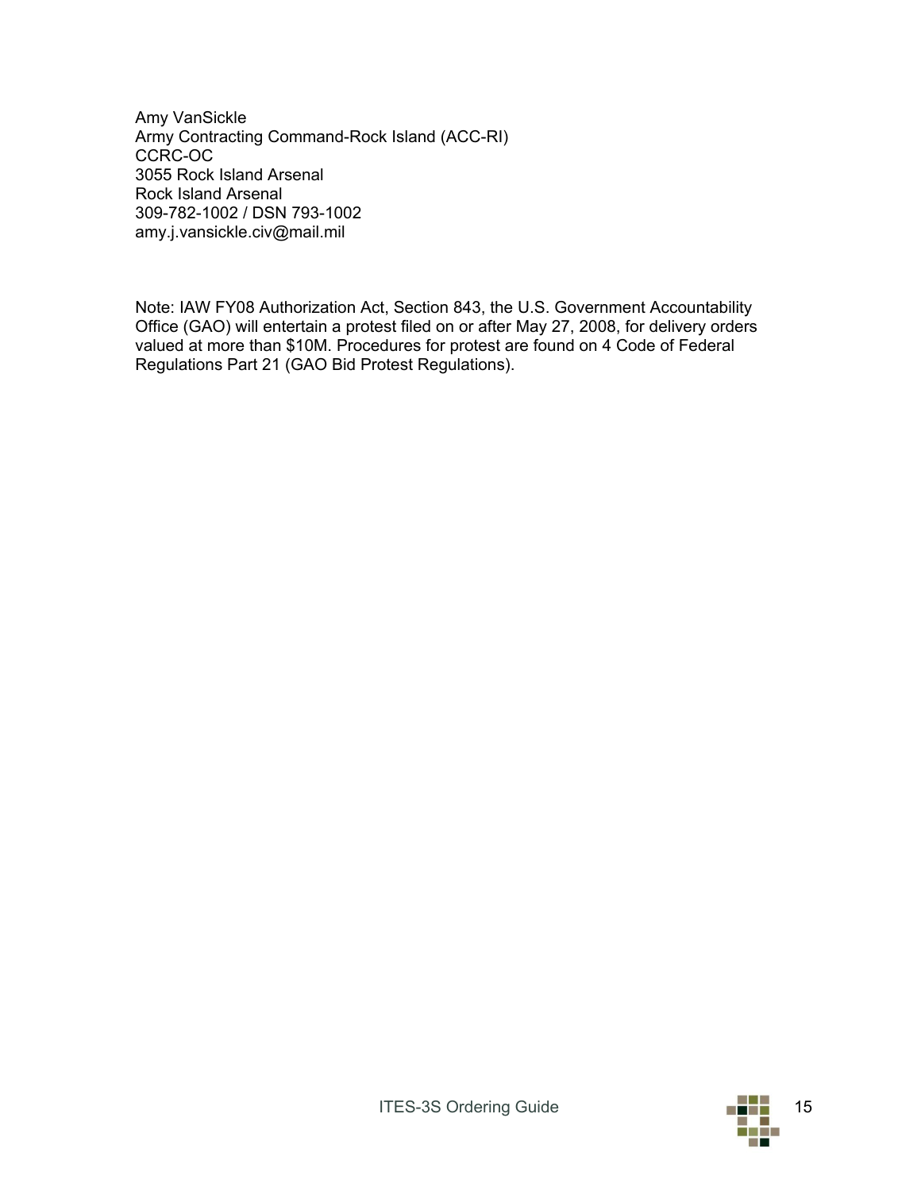Amy VanSickle  
Army Contracting Command-Rock Island (ACC-RI)  
CCRC-OC  
3055 Rock Island Arsenal  
Rock Island Arsenal  
309-782-1002 / DSN 793-1002  
amy.j.vansickle.civ@mail.mil

Note: IAW FY08 Authorization Act, Section 843, the U.S. Government Accountability Office (GAO) will entertain a protest filed on or after May 27, 2008, for delivery orders valued at more than $10M. Procedures for protest are found on 4 Code of Federal Regulations Part 21 (GAO Bid Protest Regulations).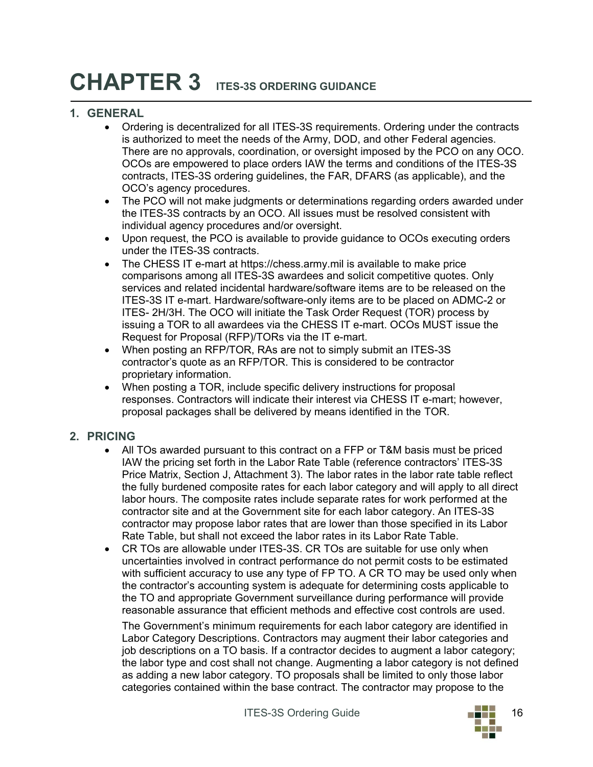# CHAPTER 3 ITES-3S ORDERING GUIDANCE

## 1. GENERAL

- Ordering is decentralized for all ITES-3S requirements. Ordering under the contracts is authorized to meet the needs of the Army, DOD, and other Federal agencies. There are no approvals, coordination, or oversight imposed by the PCO on any OCO. OCOs are empowered to place orders IAW the terms and conditions of the ITES-3S contracts, ITES-3S ordering guidelines, the FAR, DFARS (as applicable), and the OCO's agency procedures.
- The PCO will not make judgments or determinations regarding orders awarded under the ITES-3S contracts by an OCO. All issues must be resolved consistent with individual agency procedures and/or oversight.
- Upon request, the PCO is available to provide guidance to OCOs executing orders under the ITES-3S contracts.
- The CHESS IT e-mart at https://chess.army.mil is available to make price comparisons among all ITES-3S awardees and solicit competitive quotes. Only services and related incidental hardware/software items are to be released on the ITES-3S IT e-mart. Hardware/software-only items are to be placed on ADMC-2 or ITES- 2H/3H. The OCO will initiate the Task Order Request (TOR) process by issuing a TOR to all awardees via the CHESS IT e-mart. OCOs MUST issue the Request for Proposal (RFP)/TORs via the IT e-mart.
- When posting an RFP/TOR, RAs are not to simply submit an ITES-3S contractor's quote as an RFP/TOR. This is considered to be contractor proprietary information.
- When posting a TOR, include specific delivery instructions for proposal responses. Contractors will indicate their interest via CHESS IT e-mart; however, proposal packages shall be delivered by means identified in the TOR.

## 2. PRICING

- All TOs awarded pursuant to this contract on a FFP or T&M basis must be priced IAW the pricing set forth in the Labor Rate Table (reference contractors' ITES-3S Price Matrix, Section J, Attachment 3). The labor rates in the labor rate table reflect the fully burdened composite rates for each labor category and will apply to all direct labor hours. The composite rates include separate rates for work performed at the contractor site and at the Government site for each labor category. An ITES-3S contractor may propose labor rates that are lower than those specified in its Labor Rate Table, but shall not exceed the labor rates in its Labor Rate Table.
- CR TOs are allowable under ITES-3S. CR TOs are suitable for use only when uncertainties involved in contract performance do not permit costs to be estimated with sufficient accuracy to use any type of FP TO. A CR TO may be used only when the contractor's accounting system is adequate for determining costs applicable to the TO and appropriate Government surveillance during performance will provide reasonable assurance that efficient methods and effective cost controls are used.

  The Government's minimum requirements for each labor category are identified in Labor Category Descriptions. Contractors may augment their labor categories and job descriptions on a TO basis. If a contractor decides to augment a labor category; the labor type and cost shall not change. Augmenting a labor category is not defined as adding a new labor category. TO proposals shall be limited to only those labor categories contained within the base contract. The contractor may propose to the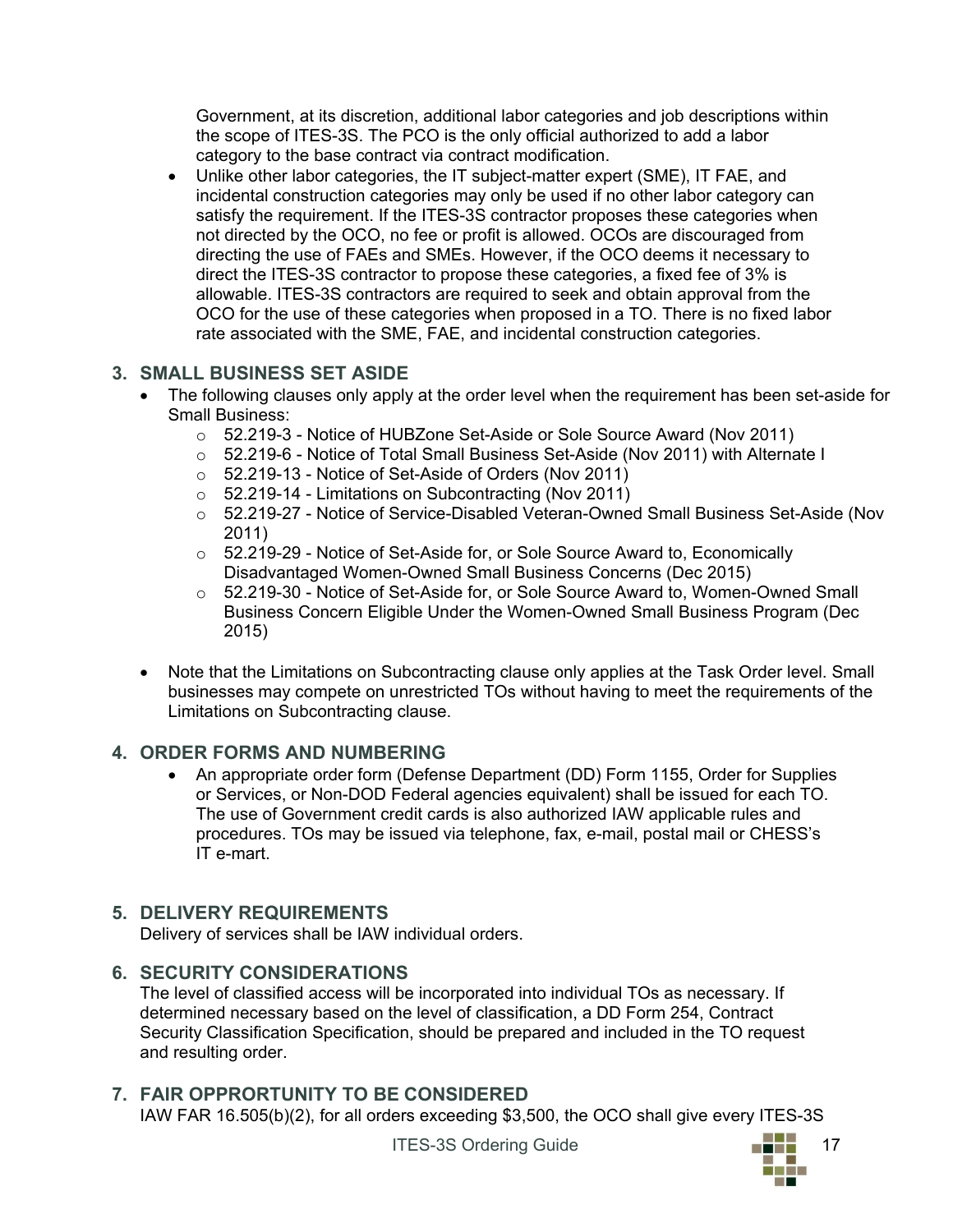Government, at its discretion, additional labor categories and job descriptions within the scope of ITES-3S. The PCO is the only official authorized to add a labor category to the base contract via contract modification.

- Unlike other labor categories, the IT subject-matter expert (SME), IT FAE, and incidental construction categories may only be used if no other labor category can satisfy the requirement. If the ITES-3S contractor proposes these categories when not directed by the OCO, no fee or profit is allowed. OCOs are discouraged from directing the use of FAEs and SMEs. However, if the OCO deems it necessary to direct the ITES-3S contractor to propose these categories, a fixed fee of 3% is allowable. ITES-3S contractors are required to seek and obtain approval from the OCO for the use of these categories when proposed in a TO. There is no fixed labor rate associated with the SME, FAE, and incidental construction categories.

## 3. SMALL BUSINESS SET ASIDE

- The following clauses only apply at the order level when the requirement has been set-aside for Small Business:
  - 52.219-3 - Notice of HUBZone Set-Aside or Sole Source Award (Nov 2011)
  - 52.219-6 - Notice of Total Small Business Set-Aside (Nov 2011) with Alternate I
  - 52.219-13 - Notice of Set-Aside of Orders (Nov 2011)
  - 52.219-14 - Limitations on Subcontracting (Nov 2011)
  - 52.219-27 - Notice of Service-Disabled Veteran-Owned Small Business Set-Aside (Nov 2011)
  - 52.219-29 - Notice of Set-Aside for, or Sole Source Award to, Economically Disadvantaged Women-Owned Small Business Concerns (Dec 2015)
  - 52.219-30 - Notice of Set-Aside for, or Sole Source Award to, Women-Owned Small Business Concern Eligible Under the Women-Owned Small Business Program (Dec 2015)

- Note that the Limitations on Subcontracting clause only applies at the Task Order level. Small businesses may compete on unrestricted TOs without having to meet the requirements of the Limitations on Subcontracting clause.

## 4. ORDER FORMS AND NUMBERING

- An appropriate order form (Defense Department (DD) Form 1155, Order for Supplies or Services, or Non-DOD Federal agencies equivalent) shall be issued for each TO. The use of Government credit cards is also authorized IAW applicable rules and procedures. TOs may be issued via telephone, fax, e-mail, postal mail or CHESS's IT e-mart.

## 5. DELIVERY REQUIREMENTS

Delivery of services shall be IAW individual orders.

## 6. SECURITY CONSIDERATIONS

The level of classified access will be incorporated into individual TOs as necessary. If determined necessary based on the level of classification, a DD Form 254, Contract Security Classification Specification, should be prepared and included in the TO request and resulting order.

## 7. FAIR OPPRORTUNITY TO BE CONSIDERED

IAW FAR 16.505(b)(2), for all orders exceeding $3,500, the OCO shall give every ITES-3S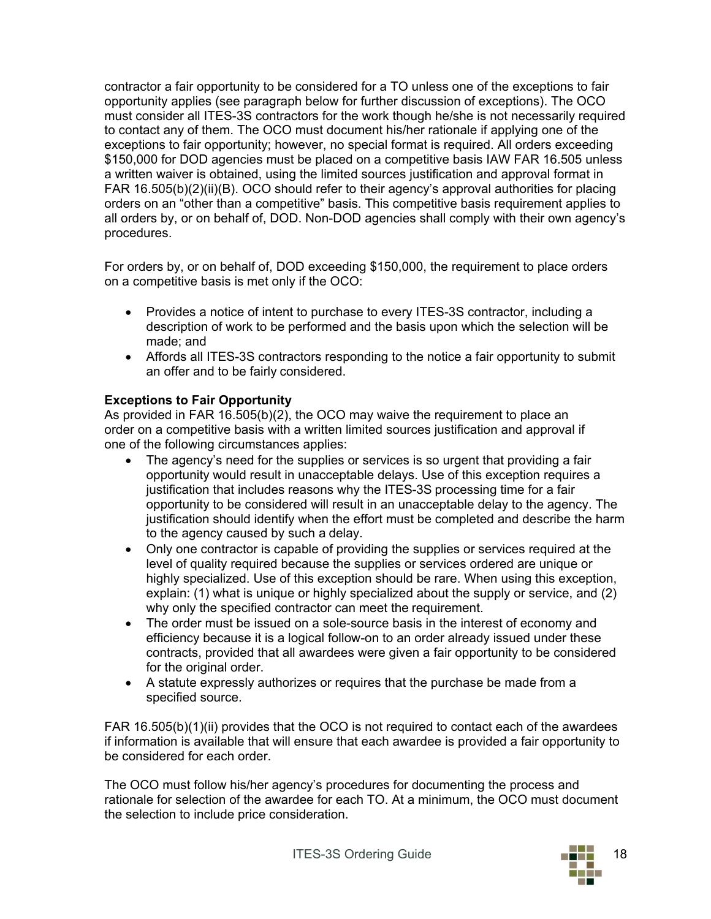contractor a fair opportunity to be considered for a TO unless one of the exceptions to fair opportunity applies (see paragraph below for further discussion of exceptions). The OCO must consider all ITES-3S contractors for the work though he/she is not necessarily required to contact any of them. The OCO must document his/her rationale if applying one of the exceptions to fair opportunity; however, no special format is required. All orders exceeding $150,000 for DOD agencies must be placed on a competitive basis IAW FAR 16.505 unless a written waiver is obtained, using the limited sources justification and approval format in FAR 16.505(b)(2)(ii)(B). OCO should refer to their agency's approval authorities for placing orders on an "other than a competitive" basis. This competitive basis requirement applies to all orders by, or on behalf of, DOD. Non-DOD agencies shall comply with their own agency's procedures.

For orders by, or on behalf of, DOD exceeding $150,000, the requirement to place orders on a competitive basis is met only if the OCO:

- Provides a notice of intent to purchase to every ITES-3S contractor, including a description of work to be performed and the basis upon which the selection will be made; and
- Affords all ITES-3S contractors responding to the notice a fair opportunity to submit an offer and to be fairly considered.

**Exceptions to Fair Opportunity**

As provided in FAR 16.505(b)(2), the OCO may waive the requirement to place an order on a competitive basis with a written limited sources justification and approval if one of the following circumstances applies:

- The agency's need for the supplies or services is so urgent that providing a fair opportunity would result in unacceptable delays. Use of this exception requires a justification that includes reasons why the ITES-3S processing time for a fair opportunity to be considered will result in an unacceptable delay to the agency. The justification should identify when the effort must be completed and describe the harm to the agency caused by such a delay.
- Only one contractor is capable of providing the supplies or services required at the level of quality required because the supplies or services ordered are unique or highly specialized. Use of this exception should be rare. When using this exception, explain: (1) what is unique or highly specialized about the supply or service, and (2) why only the specified contractor can meet the requirement.
- The order must be issued on a sole-source basis in the interest of economy and efficiency because it is a logical follow-on to an order already issued under these contracts, provided that all awardees were given a fair opportunity to be considered for the original order.
- A statute expressly authorizes or requires that the purchase be made from a specified source.

FAR 16.505(b)(1)(ii) provides that the OCO is not required to contact each of the awardees if information is available that will ensure that each awardee is provided a fair opportunity to be considered for each order.

The OCO must follow his/her agency's procedures for documenting the process and rationale for selection of the awardee for each TO. At a minimum, the OCO must document the selection to include price consideration.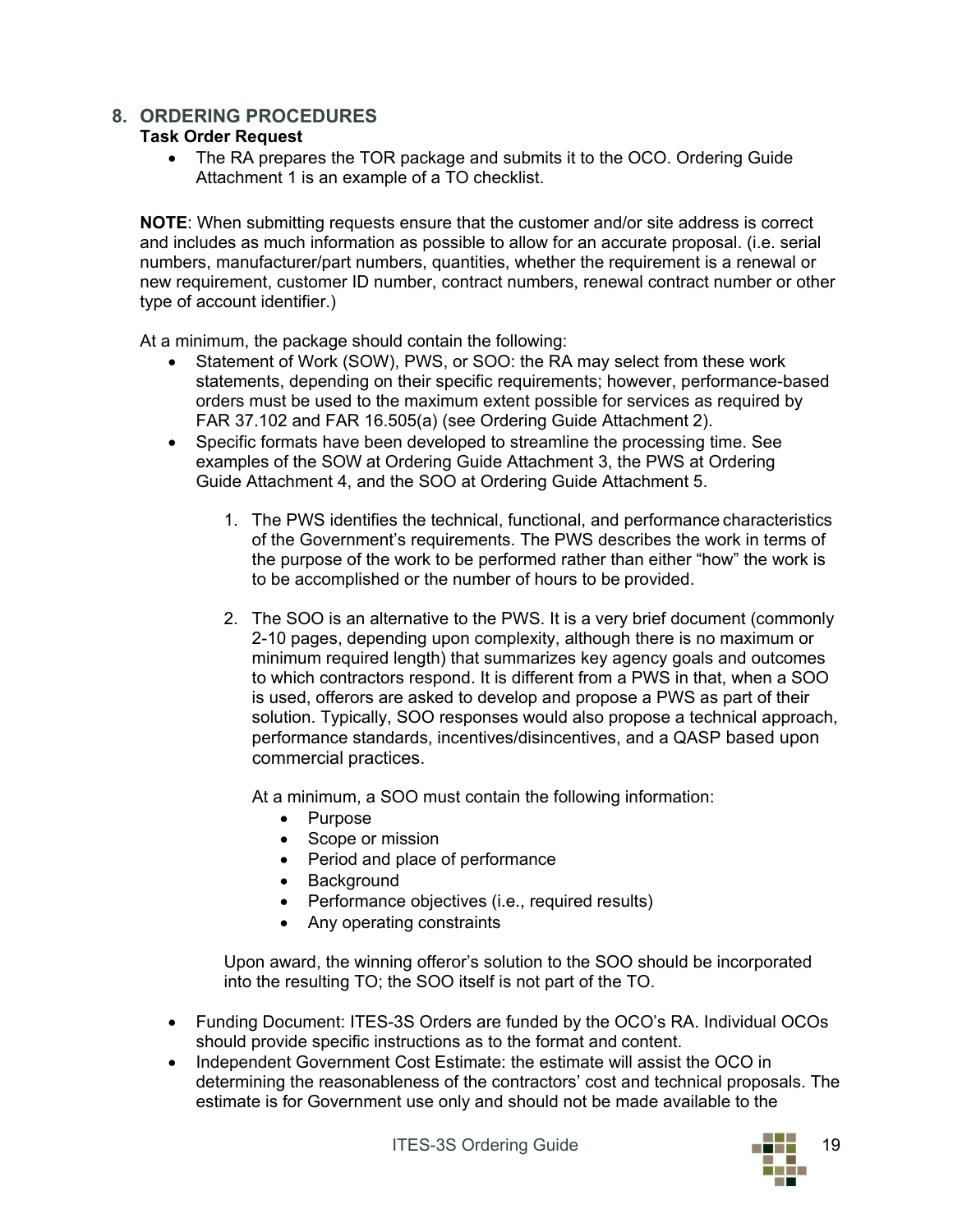## 8. ORDERING PROCEDURES

**Task Order Request**

- The RA prepares the TOR package and submits it to the OCO. Ordering Guide Attachment 1 is an example of a TO checklist.

**NOTE**: When submitting requests ensure that the customer and/or site address is correct and includes as much information as possible to allow for an accurate proposal. (i.e. serial numbers, manufacturer/part numbers, quantities, whether the requirement is a renewal or new requirement, customer ID number, contract numbers, renewal contract number or other type of account identifier.)

At a minimum, the package should contain the following:

- Statement of Work (SOW), PWS, or SOO: the RA may select from these work statements, depending on their specific requirements; however, performance-based orders must be used to the maximum extent possible for services as required by FAR 37.102 and FAR 16.505(a) (see Ordering Guide Attachment 2).
- Specific formats have been developed to streamline the processing time. See examples of the SOW at Ordering Guide Attachment 3, the PWS at Ordering Guide Attachment 4, and the SOO at Ordering Guide Attachment 5.

  1. The PWS identifies the technical, functional, and performance characteristics of the Government's requirements. The PWS describes the work in terms of the purpose of the work to be performed rather than either "how" the work is to be accomplished or the number of hours to be provided.

  2. The SOO is an alternative to the PWS. It is a very brief document (commonly 2-10 pages, depending upon complexity, although there is no maximum or minimum required length) that summarizes key agency goals and outcomes to which contractors respond. It is different from a PWS in that, when a SOO is used, offerors are asked to develop and propose a PWS as part of their solution. Typically, SOO responses would also propose a technical approach, performance standards, incentives/disincentives, and a QASP based upon commercial practices.

     At a minimum, a SOO must contain the following information:

     - Purpose
     - Scope or mission
     - Period and place of performance
     - Background
     - Performance objectives (i.e., required results)
     - Any operating constraints

  Upon award, the winning offeror's solution to the SOO should be incorporated into the resulting TO; the SOO itself is not part of the TO.

- Funding Document: ITES-3S Orders are funded by the OCO's RA. Individual OCOs should provide specific instructions as to the format and content.
- Independent Government Cost Estimate: the estimate will assist the OCO in determining the reasonableness of the contractors' cost and technical proposals. The estimate is for Government use only and should not be made available to the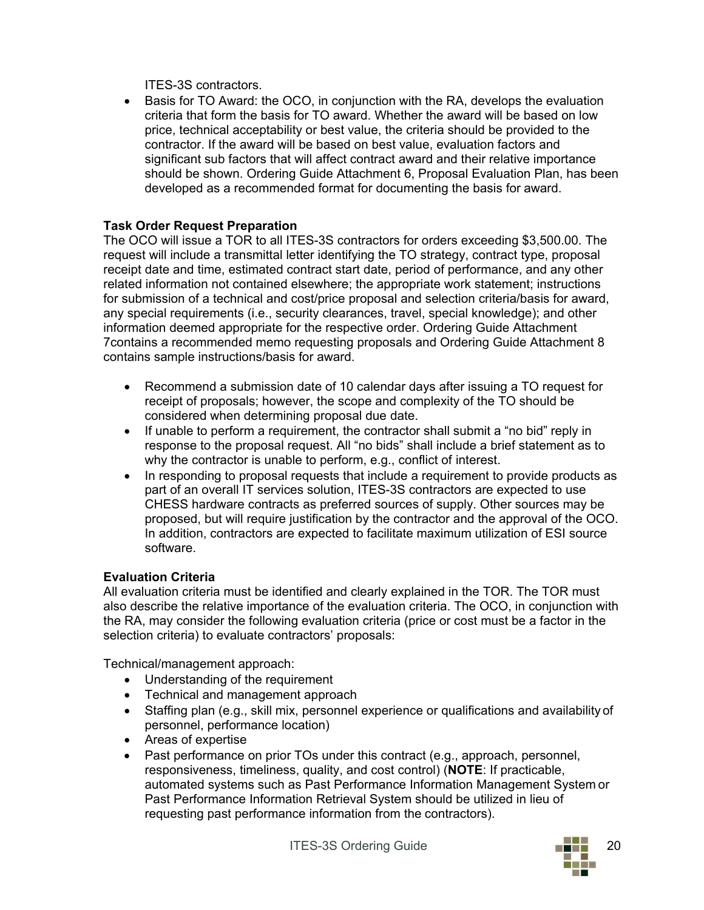ITES-3S contractors.

- Basis for TO Award: the OCO, in conjunction with the RA, develops the evaluation criteria that form the basis for TO award. Whether the award will be based on low price, technical acceptability or best value, the criteria should be provided to the contractor. If the award will be based on best value, evaluation factors and significant sub factors that will affect contract award and their relative importance should be shown. Ordering Guide Attachment 6, Proposal Evaluation Plan, has been developed as a recommended format for documenting the basis for award.

**Task Order Request Preparation**

The OCO will issue a TOR to all ITES-3S contractors for orders exceeding $3,500.00. The request will include a transmittal letter identifying the TO strategy, contract type, proposal receipt date and time, estimated contract start date, period of performance, and any other related information not contained elsewhere; the appropriate work statement; instructions for submission of a technical and cost/price proposal and selection criteria/basis for award, any special requirements (i.e., security clearances, travel, special knowledge); and other information deemed appropriate for the respective order. Ordering Guide Attachment 7contains a recommended memo requesting proposals and Ordering Guide Attachment 8 contains sample instructions/basis for award.

- Recommend a submission date of 10 calendar days after issuing a TO request for receipt of proposals; however, the scope and complexity of the TO should be considered when determining proposal due date.
- If unable to perform a requirement, the contractor shall submit a "no bid" reply in response to the proposal request. All "no bids" shall include a brief statement as to why the contractor is unable to perform, e.g., conflict of interest.
- In responding to proposal requests that include a requirement to provide products as part of an overall IT services solution, ITES-3S contractors are expected to use CHESS hardware contracts as preferred sources of supply. Other sources may be proposed, but will require justification by the contractor and the approval of the OCO. In addition, contractors are expected to facilitate maximum utilization of ESI source software.

**Evaluation Criteria**

All evaluation criteria must be identified and clearly explained in the TOR. The TOR must also describe the relative importance of the evaluation criteria. The OCO, in conjunction with the RA, may consider the following evaluation criteria (price or cost must be a factor in the selection criteria) to evaluate contractors' proposals:

Technical/management approach:

- Understanding of the requirement
- Technical and management approach
- Staffing plan (e.g., skill mix, personnel experience or qualifications and availability of personnel, performance location)
- Areas of expertise
- Past performance on prior TOs under this contract (e.g., approach, personnel, responsiveness, timeliness, quality, and cost control) (**NOTE**: If practicable, automated systems such as Past Performance Information Management System or Past Performance Information Retrieval System should be utilized in lieu of requesting past performance information from the contractors).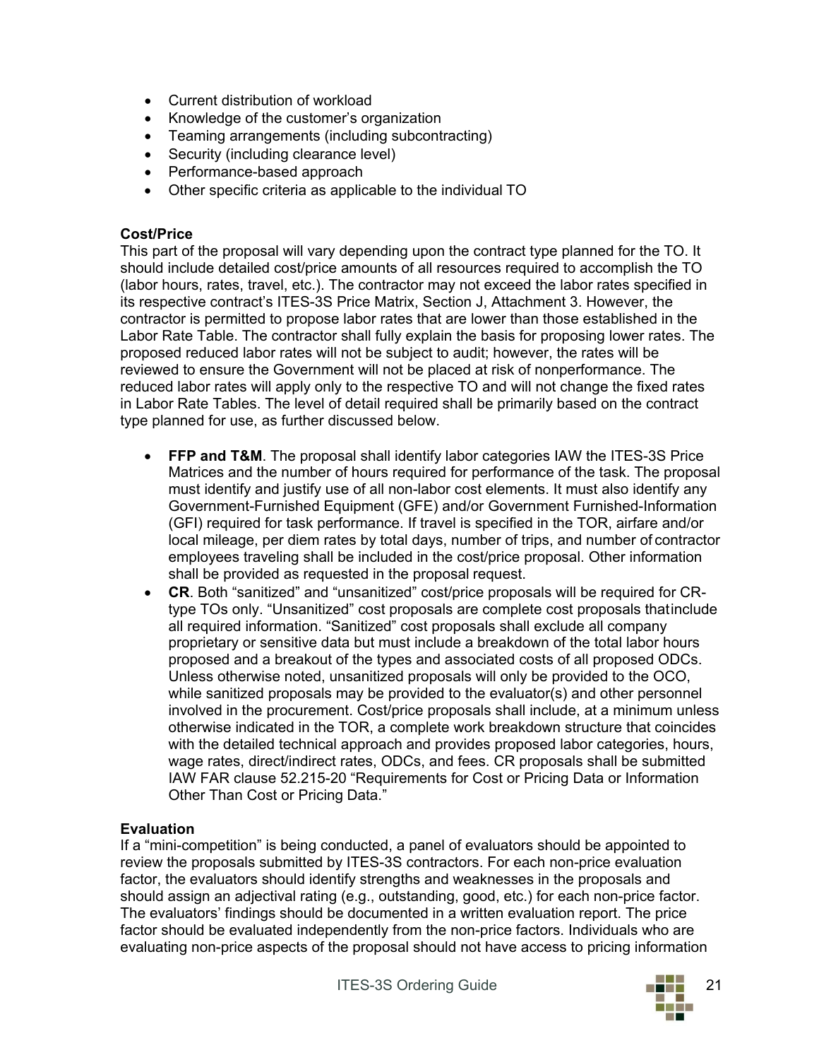- Current distribution of workload
- Knowledge of the customer's organization
- Teaming arrangements (including subcontracting)
- Security (including clearance level)
- Performance-based approach
- Other specific criteria as applicable to the individual TO

**Cost/Price**

This part of the proposal will vary depending upon the contract type planned for the TO. It should include detailed cost/price amounts of all resources required to accomplish the TO (labor hours, rates, travel, etc.). The contractor may not exceed the labor rates specified in its respective contract's ITES-3S Price Matrix, Section J, Attachment 3. However, the contractor is permitted to propose labor rates that are lower than those established in the Labor Rate Table. The contractor shall fully explain the basis for proposing lower rates. The proposed reduced labor rates will not be subject to audit; however, the rates will be reviewed to ensure the Government will not be placed at risk of nonperformance. The reduced labor rates will apply only to the respective TO and will not change the fixed rates in Labor Rate Tables. The level of detail required shall be primarily based on the contract type planned for use, as further discussed below.

- **FFP and T&M**. The proposal shall identify labor categories IAW the ITES-3S Price Matrices and the number of hours required for performance of the task. The proposal must identify and justify use of all non-labor cost elements. It must also identify any Government-Furnished Equipment (GFE) and/or Government Furnished-Information (GFI) required for task performance. If travel is specified in the TOR, airfare and/or local mileage, per diem rates by total days, number of trips, and number of contractor employees traveling shall be included in the cost/price proposal. Other information shall be provided as requested in the proposal request.
- **CR**. Both "sanitized" and "unsanitized" cost/price proposals will be required for CR-type TOs only. "Unsanitized" cost proposals are complete cost proposals that include all required information. "Sanitized" cost proposals shall exclude all company proprietary or sensitive data but must include a breakdown of the total labor hours proposed and a breakout of the types and associated costs of all proposed ODCs. Unless otherwise noted, unsanitized proposals will only be provided to the OCO, while sanitized proposals may be provided to the evaluator(s) and other personnel involved in the procurement. Cost/price proposals shall include, at a minimum unless otherwise indicated in the TOR, a complete work breakdown structure that coincides with the detailed technical approach and provides proposed labor categories, hours, wage rates, direct/indirect rates, ODCs, and fees. CR proposals shall be submitted IAW FAR clause 52.215-20 "Requirements for Cost or Pricing Data or Information Other Than Cost or Pricing Data."

**Evaluation**

If a "mini-competition" is being conducted, a panel of evaluators should be appointed to review the proposals submitted by ITES-3S contractors. For each non-price evaluation factor, the evaluators should identify strengths and weaknesses in the proposals and should assign an adjectival rating (e.g., outstanding, good, etc.) for each non-price factor. The evaluators' findings should be documented in a written evaluation report. The price factor should be evaluated independently from the non-price factors. Individuals who are evaluating non-price aspects of the proposal should not have access to pricing information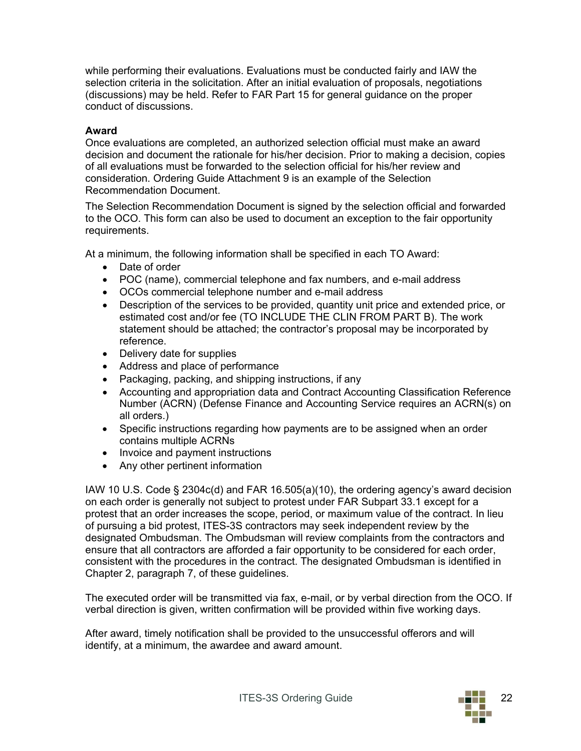while performing their evaluations. Evaluations must be conducted fairly and IAW the selection criteria in the solicitation. After an initial evaluation of proposals, negotiations (discussions) may be held. Refer to FAR Part 15 for general guidance on the proper conduct of discussions.

**Award**

Once evaluations are completed, an authorized selection official must make an award decision and document the rationale for his/her decision. Prior to making a decision, copies of all evaluations must be forwarded to the selection official for his/her review and consideration. Ordering Guide Attachment 9 is an example of the Selection Recommendation Document.

The Selection Recommendation Document is signed by the selection official and forwarded to the OCO. This form can also be used to document an exception to the fair opportunity requirements.

At a minimum, the following information shall be specified in each TO Award:

- Date of order
- POC (name), commercial telephone and fax numbers, and e-mail address
- OCOs commercial telephone number and e-mail address
- Description of the services to be provided, quantity unit price and extended price, or estimated cost and/or fee (TO INCLUDE THE CLIN FROM PART B). The work statement should be attached; the contractor's proposal may be incorporated by reference.
- Delivery date for supplies
- Address and place of performance
- Packaging, packing, and shipping instructions, if any
- Accounting and appropriation data and Contract Accounting Classification Reference Number (ACRN) (Defense Finance and Accounting Service requires an ACRN(s) on all orders.)
- Specific instructions regarding how payments are to be assigned when an order contains multiple ACRNs
- Invoice and payment instructions
- Any other pertinent information

IAW 10 U.S. Code § 2304c(d) and FAR 16.505(a)(10), the ordering agency's award decision on each order is generally not subject to protest under FAR Subpart 33.1 except for a protest that an order increases the scope, period, or maximum value of the contract. In lieu of pursuing a bid protest, ITES-3S contractors may seek independent review by the designated Ombudsman. The Ombudsman will review complaints from the contractors and ensure that all contractors are afforded a fair opportunity to be considered for each order, consistent with the procedures in the contract. The designated Ombudsman is identified in Chapter 2, paragraph 7, of these guidelines.

The executed order will be transmitted via fax, e-mail, or by verbal direction from the OCO. If verbal direction is given, written confirmation will be provided within five working days.

After award, timely notification shall be provided to the unsuccessful offerors and will identify, at a minimum, the awardee and award amount.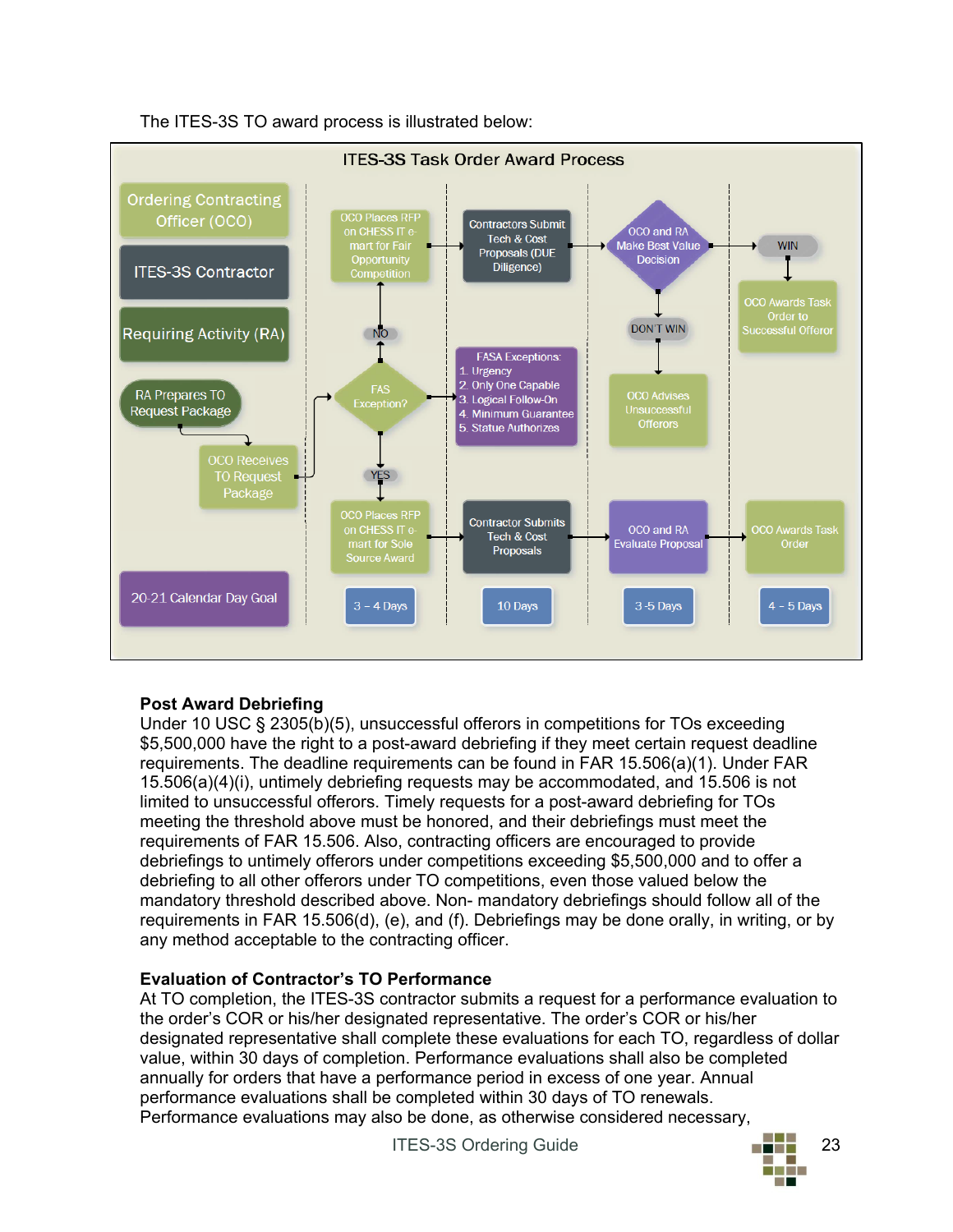The ITES-3S TO award process is illustrated below:

ITES-3S Task Order Award Process

Ordering Contracting Officer (OCO)

ITES-3S Contractor

Requiring Activity (RA)

RA Prepares TO Request Package

OCO Receives TO Request Package

FAS Exception?

NO

OCO Places RFP on CHESS IT e-mart for Fair Opportunity Competition

Contractors Submit Tech & Cost Proposals (DUE Diligence)

OCO and RA Make Best Value Decision

WIN

OCO Awards Task Order to Successful Offeror

DON'T WIN

OCO Advises Unsuccessful Offerors

FASA Exceptions:
1. Urgency
2. Only One Capable
3. Logical Follow-On
4. Minimum Guarantee
5. Statue Authorizes

YES

OCO Places RFP on CHESS IT e-mart for Sole Source Award

Contractor Submits Tech & Cost Proposals

OCO and RA Evaluate Proposal

OCO Awards Task Order

20-21 Calendar Day Goal

3 – 4 Days

10 Days

3 -5 Days

4 – 5 Days

**Post Award Debriefing**
Under 10 USC § 2305(b)(5), unsuccessful offerors in competitions for TOs exceeding $5,500,000 have the right to a post-award debriefing if they meet certain request deadline requirements. The deadline requirements can be found in FAR 15.506(a)(1). Under FAR 15.506(a)(4)(i), untimely debriefing requests may be accommodated, and 15.506 is not limited to unsuccessful offerors. Timely requests for a post-award debriefing for TOs meeting the threshold above must be honored, and their debriefings must meet the requirements of FAR 15.506. Also, contracting officers are encouraged to provide debriefings to untimely offerors under competitions exceeding $5,500,000 and to offer a debriefing to all other offerors under TO competitions, even those valued below the mandatory threshold described above. Non- mandatory debriefings should follow all of the requirements in FAR 15.506(d), (e), and (f). Debriefings may be done orally, in writing, or by any method acceptable to the contracting officer.

**Evaluation of Contractor's TO Performance**
At TO completion, the ITES-3S contractor submits a request for a performance evaluation to the order's COR or his/her designated representative. The order's COR or his/her designated representative shall complete these evaluations for each TO, regardless of dollar value, within 30 days of completion. Performance evaluations shall also be completed annually for orders that have a performance period in excess of one year. Annual performance evaluations shall be completed within 30 days of TO renewals. Performance evaluations may also be done, as otherwise considered necessary,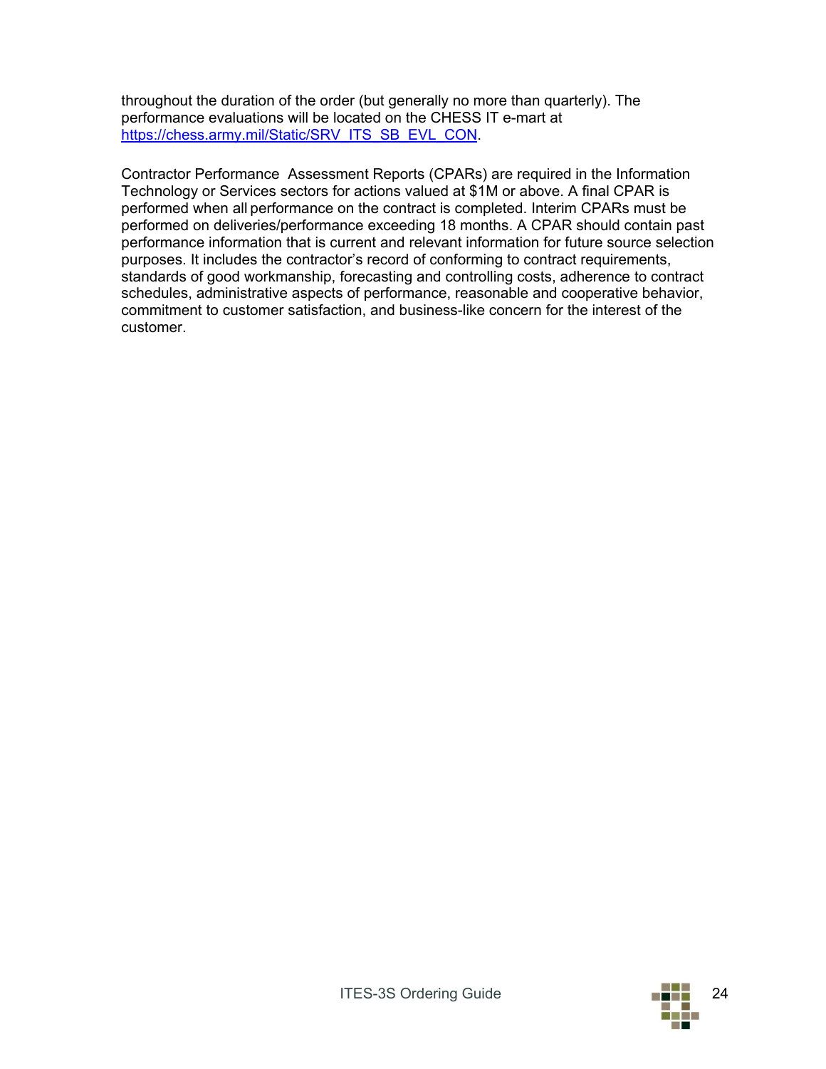throughout the duration of the order (but generally no more than quarterly). The performance evaluations will be located on the CHESS IT e-mart at [https://chess.army.mil/Static/SRV_ITS_SB_EVL_CON](https://chess.army.mil/Static/SRV_ITS_SB_EVL_CON).

Contractor Performance Assessment Reports (CPARs) are required in the Information Technology or Services sectors for actions valued at $1M or above. A final CPAR is performed when all performance on the contract is completed. Interim CPARs must be performed on deliveries/performance exceeding 18 months. A CPAR should contain past performance information that is current and relevant information for future source selection purposes. It includes the contractor's record of conforming to contract requirements, standards of good workmanship, forecasting and controlling costs, adherence to contract schedules, administrative aspects of performance, reasonable and cooperative behavior, commitment to customer satisfaction, and business-like concern for the interest of the customer.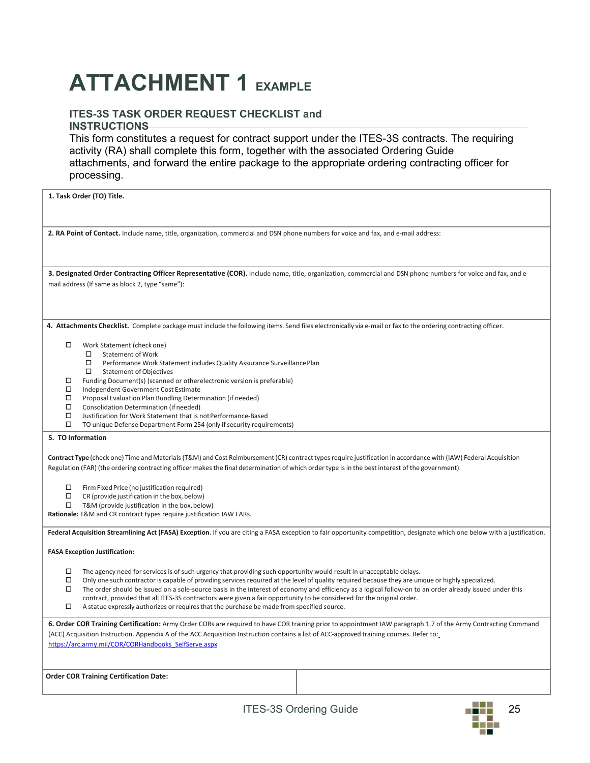# ATTACHMENT 1 EXAMPLE

### ITES-3S TASK ORDER REQUEST CHECKLIST and INSTRUCTIONS

This form constitutes a request for contract support under the ITES-3S contracts. The requiring activity (RA) shall complete this form, together with the associated Ordering Guide attachments, and forward the entire package to the appropriate ordering contracting officer for processing.

**1. Task Order (TO) Title.**

**2. RA Point of Contact.** Include name, title, organization, commercial and DSN phone numbers for voice and fax, and e-mail address:

**3. Designated Order Contracting Officer Representative (COR).** Include name, title, organization, commercial and DSN phone numbers for voice and fax, and e-mail address (If same as block 2, type "same"):

**4. Attachments Checklist.** Complete package must include the following items. Send files electronically via e-mail or fax to the ordering contracting officer.

- ☐ Work Statement (check one)
  - ☐ Statement of Work
  - ☐ Performance Work Statement includes Quality Assurance Surveillance Plan
  - ☐ Statement of Objectives
- ☐ Funding Document(s) (scanned or otherelectronic version is preferable)
- ☐ Independent Government Cost Estimate
- ☐ Proposal Evaluation Plan Bundling Determination (if needed)
- ☐ Consolidation Determination (if needed)
- ☐ Justification for Work Statement that is not Performance-Based
- ☐ TO unique Defense Department Form 254 (only if security requirements)

**5. TO Information**

**Contract Type** (check one) Time and Materials (T&M) and Cost Reimbursement (CR) contract types require justification in accordance with (IAW) Federal Acquisition Regulation (FAR) (the ordering contracting officer makes the final determination of which order type is in the best interest of the government).

- ☐ Firm Fixed Price (no justification required)
- ☐ CR (provide justification in the box, below)
- ☐ T&M (provide justification in the box, below)

**Rationale:** T&M and CR contract types require justification IAW FARs.

**Federal Acquisition Streamlining Act (FASA) Exception**. If you are citing a FASA exception to fair opportunity competition, designate which one below with a justification.

**FASA Exception Justification:**

- ☐ The agency need for services is of such urgency that providing such opportunity would result in unacceptable delays.
- ☐ Only one such contractor is capable of providing services required at the level of quality required because they are unique or highly specialized.
- ☐ The order should be issued on a sole-source basis in the interest of economy and efficiency as a logical follow-on to an order already issued under this contract, provided that all ITES-3S contractors were given a fair opportunity to be considered for the original order.
- ☐ A statue expressly authorizes or requires that the purchase be made from specified source.

**6. Order COR Training Certification:** Army Order CORs are required to have COR training prior to appointment IAW paragraph 1.7 of the Army Contracting Command (ACC) Acquisition Instruction. Appendix A of the ACC Acquisition Instruction contains a list of ACC-approved training courses. Refer to: https://arc.army.mil/COR/CORHandbooks_SelfServe.aspx

| **Order COR Training Certification Date:** | |
|---|---|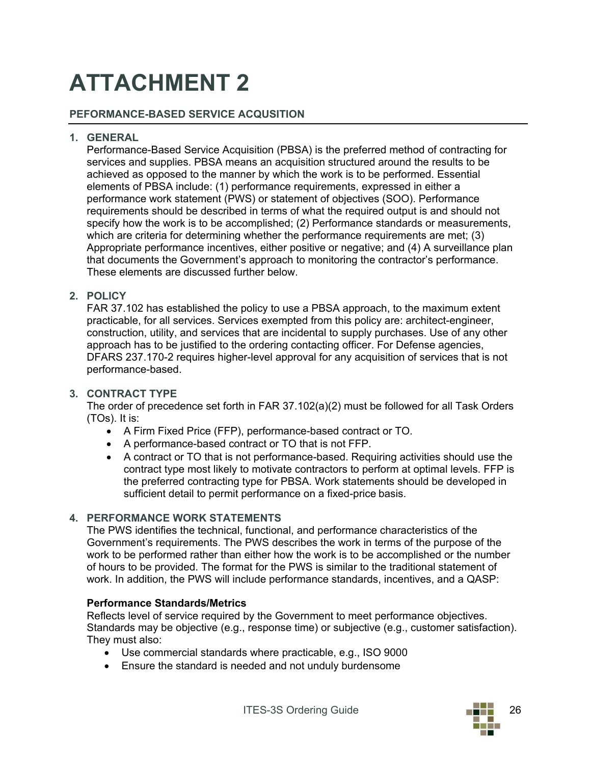# ATTACHMENT 2

## PEFORMANCE-BASED SERVICE ACQUSITION

1. **GENERAL**
   Performance-Based Service Acquisition (PBSA) is the preferred method of contracting for services and supplies. PBSA means an acquisition structured around the results to be achieved as opposed to the manner by which the work is to be performed. Essential elements of PBSA include: (1) performance requirements, expressed in either a performance work statement (PWS) or statement of objectives (SOO). Performance requirements should be described in terms of what the required output is and should not specify how the work is to be accomplished; (2) Performance standards or measurements, which are criteria for determining whether the performance requirements are met; (3) Appropriate performance incentives, either positive or negative; and (4) A surveillance plan that documents the Government's approach to monitoring the contractor's performance. These elements are discussed further below.

2. **POLICY**
   FAR 37.102 has established the policy to use a PBSA approach, to the maximum extent practicable, for all services. Services exempted from this policy are: architect-engineer, construction, utility, and services that are incidental to supply purchases. Use of any other approach has to be justified to the ordering contacting officer. For Defense agencies, DFARS 237.170-2 requires higher-level approval for any acquisition of services that is not performance-based.

3. **CONTRACT TYPE**
   The order of precedence set forth in FAR 37.102(a)(2) must be followed for all Task Orders (TOs). It is:
   - A Firm Fixed Price (FFP), performance-based contract or TO.
   - A performance-based contract or TO that is not FFP.
   - A contract or TO that is not performance-based. Requiring activities should use the contract type most likely to motivate contractors to perform at optimal levels. FFP is the preferred contracting type for PBSA. Work statements should be developed in sufficient detail to permit performance on a fixed-price basis.

4. **PERFORMANCE WORK STATEMENTS**
   The PWS identifies the technical, functional, and performance characteristics of the Government's requirements. The PWS describes the work in terms of the purpose of the work to be performed rather than either how the work is to be accomplished or the number of hours to be provided. The format for the PWS is similar to the traditional statement of work. In addition, the PWS will include performance standards, incentives, and a QASP:

   **Performance Standards/Metrics**
   Reflects level of service required by the Government to meet performance objectives. Standards may be objective (e.g., response time) or subjective (e.g., customer satisfaction). They must also:
   - Use commercial standards where practicable, e.g., ISO 9000
   - Ensure the standard is needed and not unduly burdensome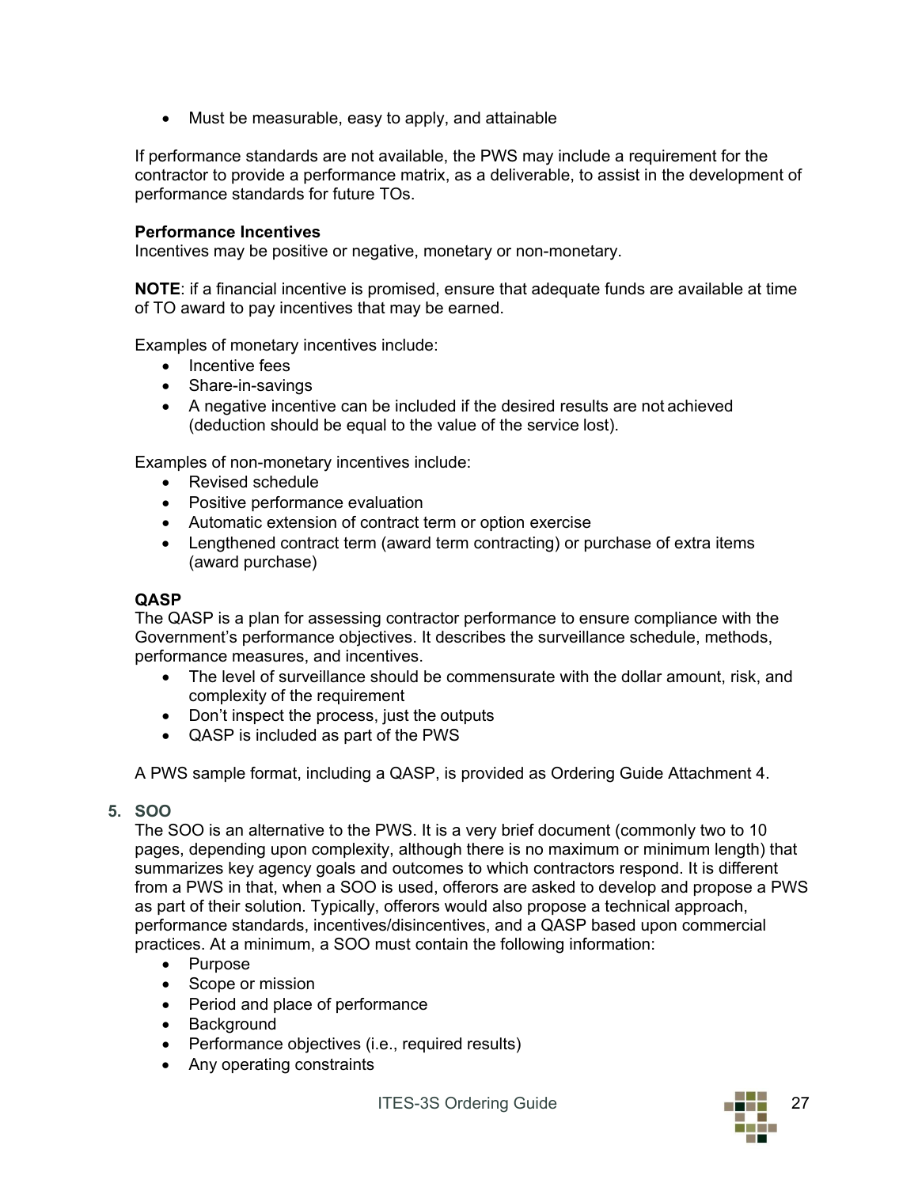- Must be measurable, easy to apply, and attainable

If performance standards are not available, the PWS may include a requirement for the contractor to provide a performance matrix, as a deliverable, to assist in the development of performance standards for future TOs.

**Performance Incentives**
Incentives may be positive or negative, monetary or non-monetary.

**NOTE**: if a financial incentive is promised, ensure that adequate funds are available at time of TO award to pay incentives that may be earned.

Examples of monetary incentives include:

- Incentive fees
- Share-in-savings
- A negative incentive can be included if the desired results are not achieved (deduction should be equal to the value of the service lost).

Examples of non-monetary incentives include:

- Revised schedule
- Positive performance evaluation
- Automatic extension of contract term or option exercise
- Lengthened contract term (award term contracting) or purchase of extra items (award purchase)

**QASP**
The QASP is a plan for assessing contractor performance to ensure compliance with the Government's performance objectives. It describes the surveillance schedule, methods, performance measures, and incentives.

- The level of surveillance should be commensurate with the dollar amount, risk, and complexity of the requirement
- Don't inspect the process, just the outputs
- QASP is included as part of the PWS

A PWS sample format, including a QASP, is provided as Ordering Guide Attachment 4.

### 5. SOO

The SOO is an alternative to the PWS. It is a very brief document (commonly two to 10 pages, depending upon complexity, although there is no maximum or minimum length) that summarizes key agency goals and outcomes to which contractors respond. It is different from a PWS in that, when a SOO is used, offerors are asked to develop and propose a PWS as part of their solution. Typically, offerors would also propose a technical approach, performance standards, incentives/disincentives, and a QASP based upon commercial practices. At a minimum, a SOO must contain the following information:

- Purpose
- Scope or mission
- Period and place of performance
- Background
- Performance objectives (i.e., required results)
- Any operating constraints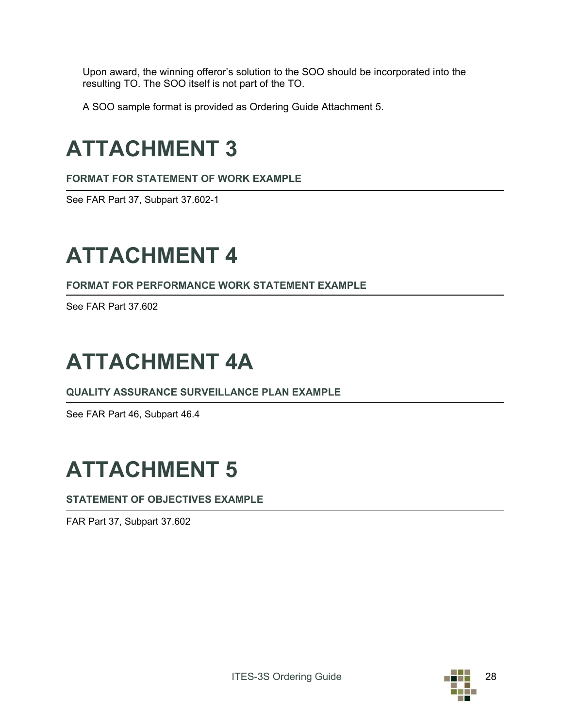Upon award, the winning offeror's solution to the SOO should be incorporated into the resulting TO. The SOO itself is not part of the TO.

A SOO sample format is provided as Ordering Guide Attachment 5.

# ATTACHMENT 3

### FORMAT FOR STATEMENT OF WORK EXAMPLE

See FAR Part 37, Subpart 37.602-1

# ATTACHMENT 4

### FORMAT FOR PERFORMANCE WORK STATEMENT EXAMPLE

See FAR Part 37.602

# ATTACHMENT 4A

### QUALITY ASSURANCE SURVEILLANCE PLAN EXAMPLE

See FAR Part 46, Subpart 46.4

# ATTACHMENT 5

### STATEMENT OF OBJECTIVES EXAMPLE

FAR Part 37, Subpart 37.602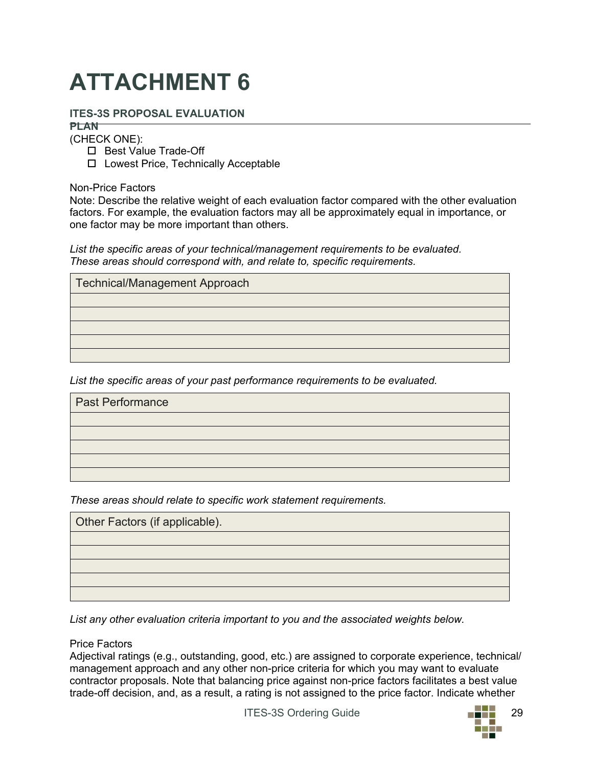# ATTACHMENT 6

## ITES-3S PROPOSAL EVALUATION PLAN

(CHECK ONE):

- ☐ Best Value Trade-Off
- ☐ Lowest Price, Technically Acceptable

Non-Price Factors

Note: Describe the relative weight of each evaluation factor compared with the other evaluation factors. For example, the evaluation factors may all be approximately equal in importance, or one factor may be more important than others.

*List the specific areas of your technical/management requirements to be evaluated. These areas should correspond with, and relate to, specific requirements.*

| Technical/Management Approach |
|---|
| |
| |
| |
| |
| |

*List the specific areas of your past performance requirements to be evaluated.*

| Past Performance |
|---|
| |
| |
| |
| |
| |

*These areas should relate to specific work statement requirements.*

| Other Factors (if applicable). |
|---|
| |
| |
| |
| |
| |

*List any other evaluation criteria important to you and the associated weights below.*

Price Factors

Adjectival ratings (e.g., outstanding, good, etc.) are assigned to corporate experience, technical/ management approach and any other non-price criteria for which you may want to evaluate contractor proposals. Note that balancing price against non-price factors facilitates a best value trade-off decision, and, as a result, a rating is not assigned to the price factor. Indicate whether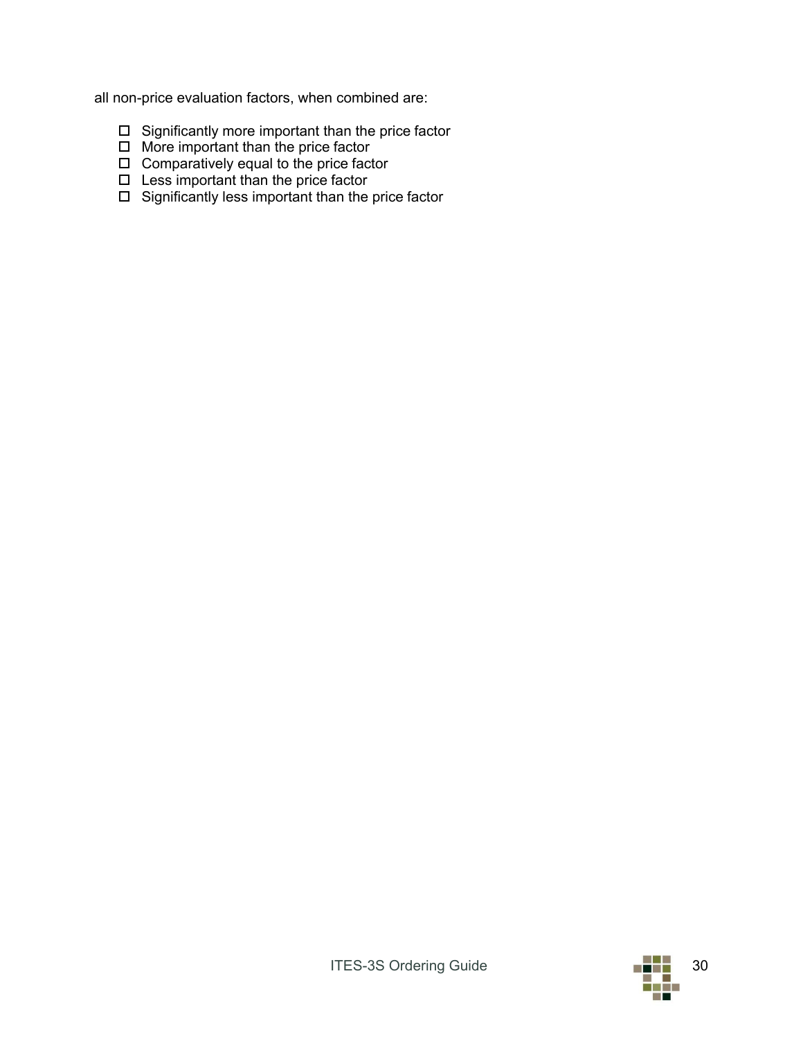all non-price evaluation factors, when combined are:

- ☐ Significantly more important than the price factor
- ☐ More important than the price factor
- ☐ Comparatively equal to the price factor
- ☐ Less important than the price factor
- ☐ Significantly less important than the price factor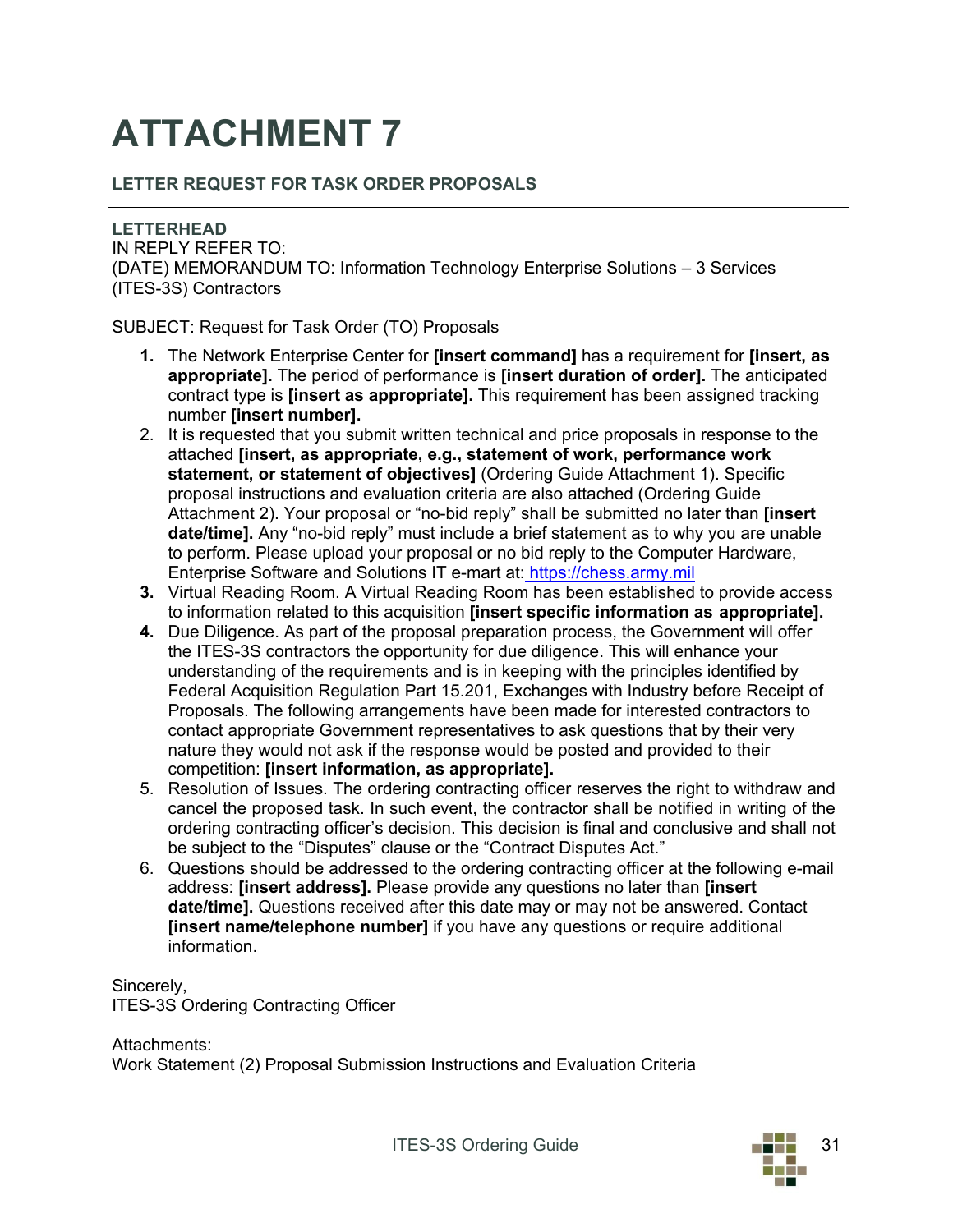# ATTACHMENT 7

**LETTER REQUEST FOR TASK ORDER PROPOSALS**

---

**LETTERHEAD**
IN REPLY REFER TO:
(DATE) MEMORANDUM TO: Information Technology Enterprise Solutions – 3 Services (ITES-3S) Contractors

SUBJECT: Request for Task Order (TO) Proposals

1. The Network Enterprise Center for **[insert command]** has a requirement for **[insert, as appropriate].** The period of performance is **[insert duration of order].** The anticipated contract type is **[insert as appropriate].** This requirement has been assigned tracking number **[insert number].**
2. It is requested that you submit written technical and price proposals in response to the attached **[insert, as appropriate, e.g., statement of work, performance work statement, or statement of objectives]** (Ordering Guide Attachment 1). Specific proposal instructions and evaluation criteria are also attached (Ordering Guide Attachment 2). Your proposal or "no-bid reply" shall be submitted no later than **[insert date/time].** Any "no-bid reply" must include a brief statement as to why you are unable to perform. Please upload your proposal or no bid reply to the Computer Hardware, Enterprise Software and Solutions IT e-mart at: https://chess.army.mil
3. Virtual Reading Room. A Virtual Reading Room has been established to provide access to information related to this acquisition **[insert specific information as appropriate].**
4. Due Diligence. As part of the proposal preparation process, the Government will offer the ITES-3S contractors the opportunity for due diligence. This will enhance your understanding of the requirements and is in keeping with the principles identified by Federal Acquisition Regulation Part 15.201, Exchanges with Industry before Receipt of Proposals. The following arrangements have been made for interested contractors to contact appropriate Government representatives to ask questions that by their very nature they would not ask if the response would be posted and provided to their competition: **[insert information, as appropriate].**
5. Resolution of Issues. The ordering contracting officer reserves the right to withdraw and cancel the proposed task. In such event, the contractor shall be notified in writing of the ordering contracting officer's decision. This decision is final and conclusive and shall not be subject to the "Disputes" clause or the "Contract Disputes Act."
6. Questions should be addressed to the ordering contracting officer at the following e-mail address: **[insert address].** Please provide any questions no later than **[insert date/time].** Questions received after this date may or may not be answered. Contact **[insert name/telephone number]** if you have any questions or require additional information.

Sincerely,
ITES-3S Ordering Contracting Officer

Attachments:
Work Statement (2) Proposal Submission Instructions and Evaluation Criteria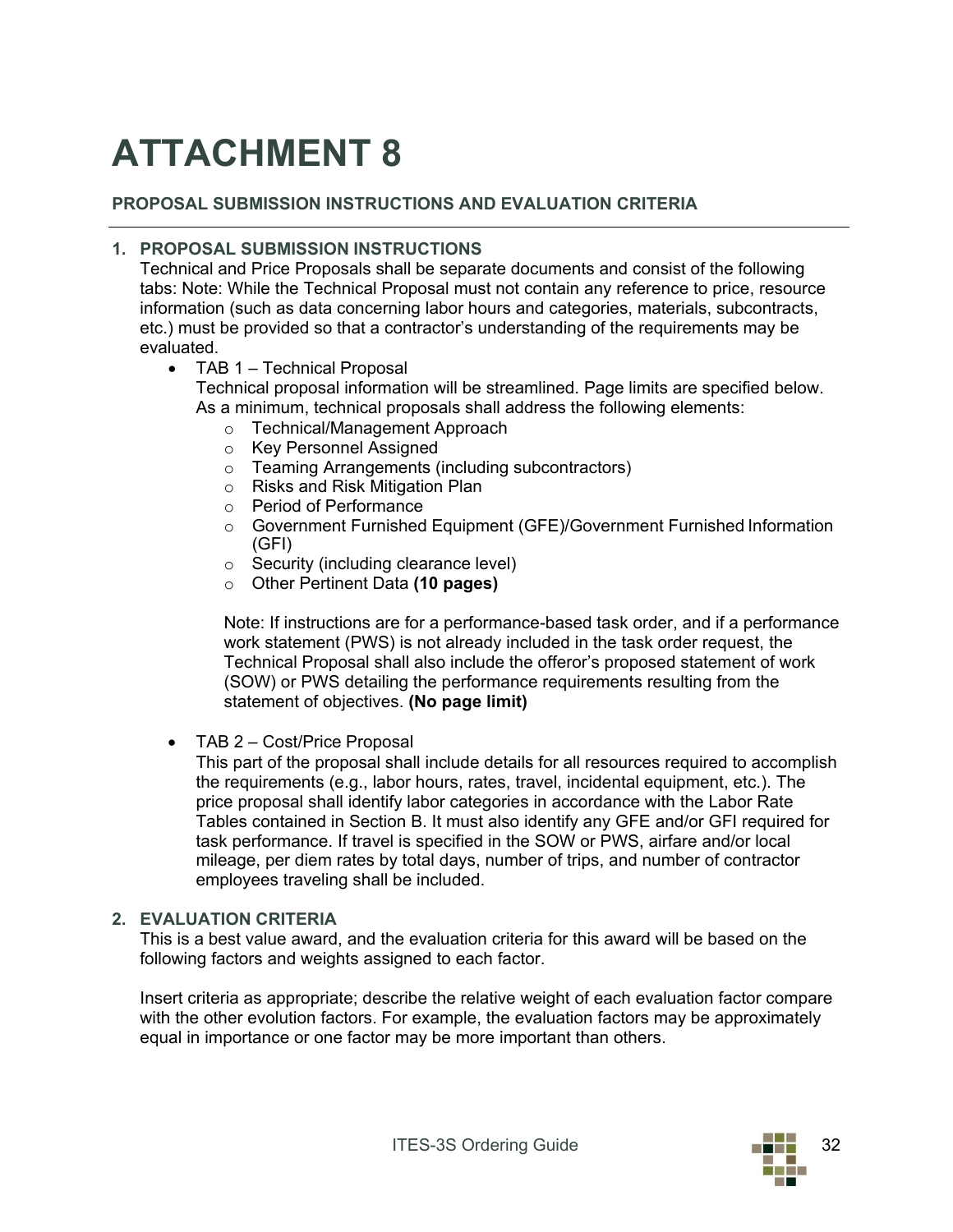# ATTACHMENT 8

### PROPOSAL SUBMISSION INSTRUCTIONS AND EVALUATION CRITERIA

#### 1. PROPOSAL SUBMISSION INSTRUCTIONS

Technical and Price Proposals shall be separate documents and consist of the following tabs: Note: While the Technical Proposal must not contain any reference to price, resource information (such as data concerning labor hours and categories, materials, subcontracts, etc.) must be provided so that a contractor's understanding of the requirements may be evaluated.

- TAB 1 – Technical Proposal
  Technical proposal information will be streamlined. Page limits are specified below. As a minimum, technical proposals shall address the following elements:
  - Technical/Management Approach
  - Key Personnel Assigned
  - Teaming Arrangements (including subcontractors)
  - Risks and Risk Mitigation Plan
  - Period of Performance
  - Government Furnished Equipment (GFE)/Government Furnished Information (GFI)
  - Security (including clearance level)
  - Other Pertinent Data **(10 pages)**

  Note: If instructions are for a performance-based task order, and if a performance work statement (PWS) is not already included in the task order request, the Technical Proposal shall also include the offeror's proposed statement of work (SOW) or PWS detailing the performance requirements resulting from the statement of objectives. **(No page limit)**

- TAB 2 – Cost/Price Proposal
  This part of the proposal shall include details for all resources required to accomplish the requirements (e.g., labor hours, rates, travel, incidental equipment, etc.). The price proposal shall identify labor categories in accordance with the Labor Rate Tables contained in Section B. It must also identify any GFE and/or GFI required for task performance. If travel is specified in the SOW or PWS, airfare and/or local mileage, per diem rates by total days, number of trips, and number of contractor employees traveling shall be included.

#### 2. EVALUATION CRITERIA

This is a best value award, and the evaluation criteria for this award will be based on the following factors and weights assigned to each factor.

Insert criteria as appropriate; describe the relative weight of each evaluation factor compare with the other evolution factors. For example, the evaluation factors may be approximately equal in importance or one factor may be more important than others.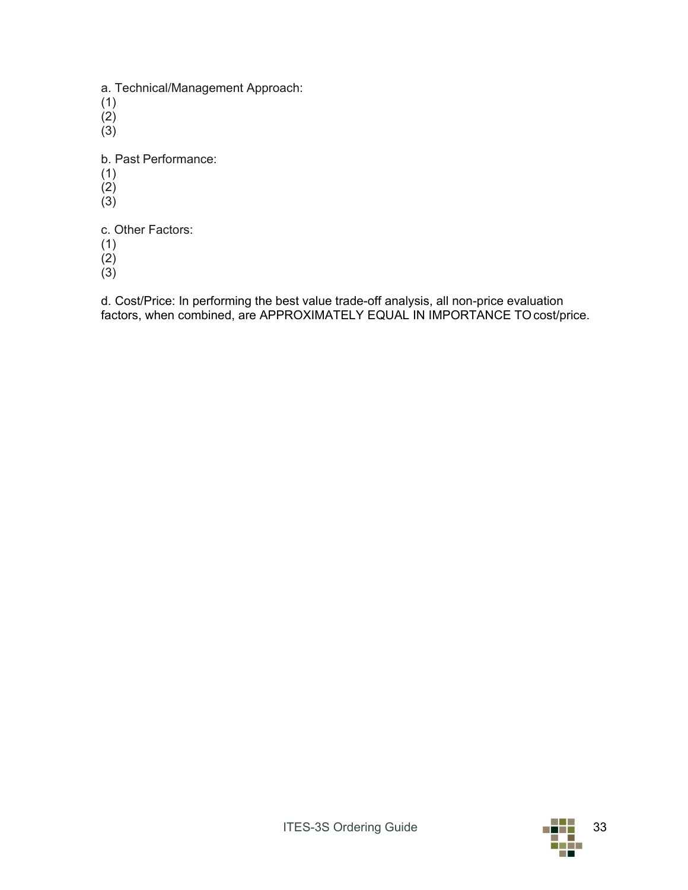a. Technical/Management Approach:
(1)
(2)
(3)

b. Past Performance:
(1)
(2)
(3)

c. Other Factors:
(1)
(2)
(3)

d. Cost/Price: In performing the best value trade-off analysis, all non-price evaluation factors, when combined, are APPROXIMATELY EQUAL IN IMPORTANCE TO cost/price.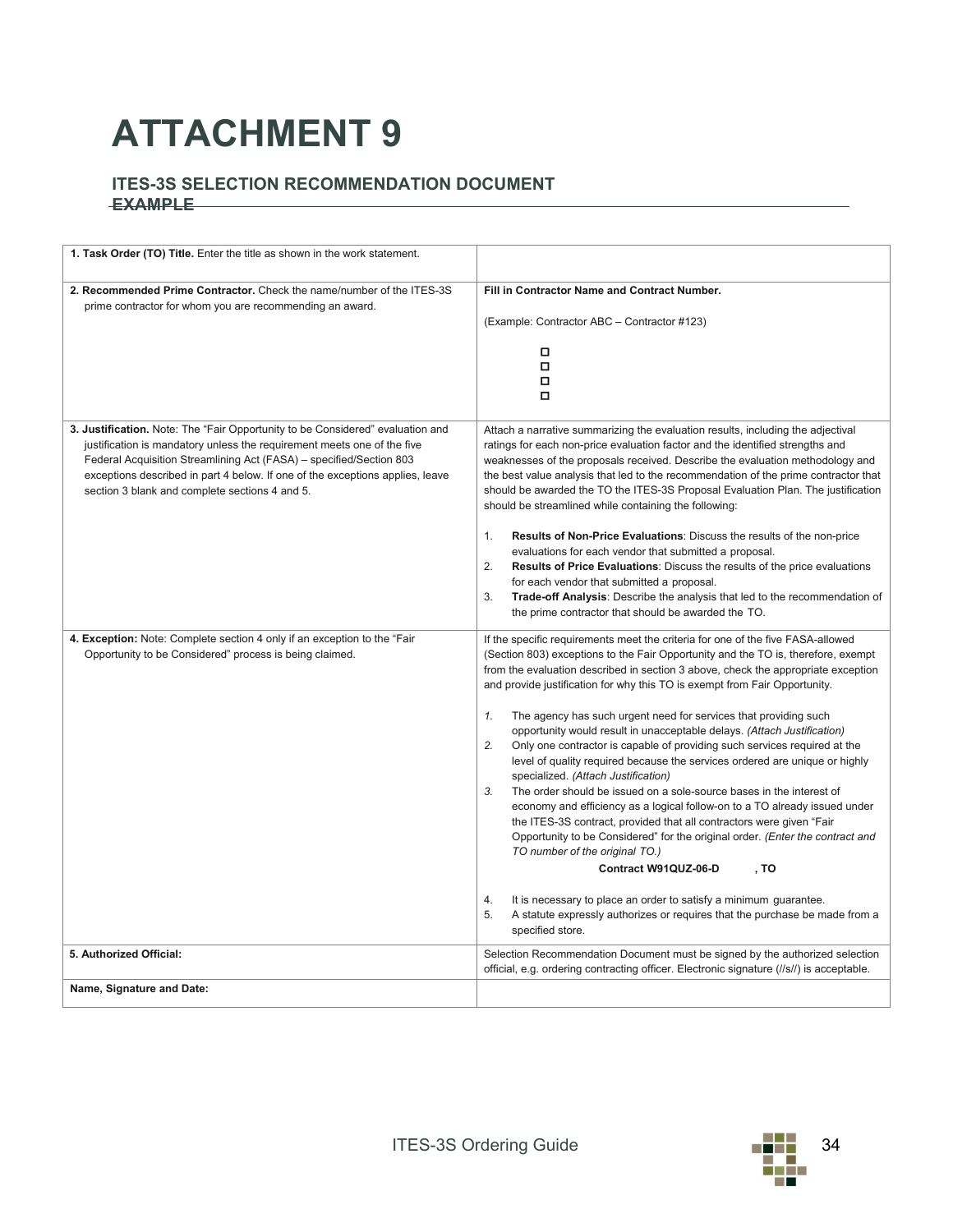# ATTACHMENT 9

### ITES-3S SELECTION RECOMMENDATION DOCUMENT EXAMPLE

| | |
|---|---|
| **1. Task Order (TO) Title.** Enter the title as shown in the work statement. | |
| **2. Recommended Prime Contractor.** Check the name/number of the ITES-3S prime contractor for whom you are recommending an award. | **Fill in Contractor Name and Contract Number.**<br><br>(Example: Contractor ABC – Contractor #123)<br><br>☐<br>☐<br>☐<br>☐ |
| **3. Justification.** Note: The "Fair Opportunity to be Considered" evaluation and justification is mandatory unless the requirement meets one of the five Federal Acquisition Streamlining Act (FASA) – specified/Section 803 exceptions described in part 4 below. If one of the exceptions applies, leave section 3 blank and complete sections 4 and 5. | Attach a narrative summarizing the evaluation results, including the adjectival ratings for each non-price evaluation factor and the identified strengths and weaknesses of the proposals received. Describe the evaluation methodology and the best value analysis that led to the recommendation of the prime contractor that should be awarded the TO the ITES-3S Proposal Evaluation Plan. The justification should be streamlined while containing the following:<br><br>1. **Results of Non-Price Evaluations**: Discuss the results of the non-price evaluations for each vendor that submitted a proposal.<br>2. **Results of Price Evaluations**: Discuss the results of the price evaluations for each vendor that submitted a proposal.<br>3. **Trade-off Analysis**: Describe the analysis that led to the recommendation of the prime contractor that should be awarded the TO. |
| **4. Exception:** Note: Complete section 4 only if an exception to the "Fair Opportunity to be Considered" process is being claimed. | If the specific requirements meet the criteria for one of the five FASA-allowed (Section 803) exceptions to the Fair Opportunity and the TO is, therefore, exempt from the evaluation described in section 3 above, check the appropriate exception and provide justification for why this TO is exempt from Fair Opportunity.<br><br>*1.* The agency has such urgent need for services that providing such opportunity would result in unacceptable delays. *(Attach Justification)*<br>*2.* Only one contractor is capable of providing such services required at the level of quality required because the services ordered are unique or highly specialized. *(Attach Justification)*<br>*3.* The order should be issued on a sole-source bases in the interest of economy and efficiency as a logical follow-on to a TO already issued under the ITES-3S contract, provided that all contractors were given "Fair Opportunity to be Considered" for the original order. *(Enter the contract and TO number of the original TO.)*<br>**Contract W91QUZ-06-D , TO**<br><br>4. It is necessary to place an order to satisfy a minimum guarantee.<br>5. A statute expressly authorizes or requires that the purchase be made from a specified store. |
| **5. Authorized Official:** | Selection Recommendation Document must be signed by the authorized selection official, e.g. ordering contracting officer. Electronic signature (//s//) is acceptable. |
| **Name, Signature and Date:** | |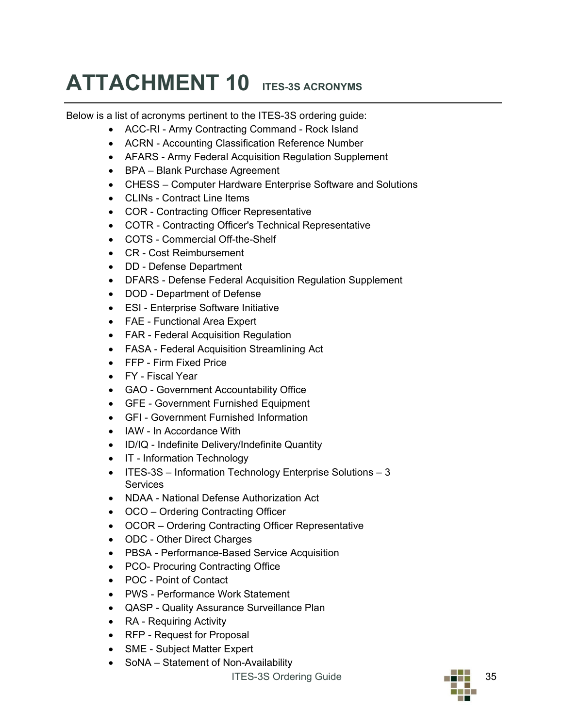# ATTACHMENT 10 ITES-3S ACRONYMS

Below is a list of acronyms pertinent to the ITES-3S ordering guide:

- ACC-RI - Army Contracting Command - Rock Island
- ACRN - Accounting Classification Reference Number
- AFARS - Army Federal Acquisition Regulation Supplement
- BPA – Blank Purchase Agreement
- CHESS – Computer Hardware Enterprise Software and Solutions
- CLINs - Contract Line Items
- COR - Contracting Officer Representative
- COTR - Contracting Officer's Technical Representative
- COTS - Commercial Off-the-Shelf
- CR - Cost Reimbursement
- DD - Defense Department
- DFARS - Defense Federal Acquisition Regulation Supplement
- DOD - Department of Defense
- ESI - Enterprise Software Initiative
- FAE - Functional Area Expert
- FAR - Federal Acquisition Regulation
- FASA - Federal Acquisition Streamlining Act
- FFP - Firm Fixed Price
- FY - Fiscal Year
- GAO - Government Accountability Office
- GFE - Government Furnished Equipment
- GFI - Government Furnished Information
- IAW - In Accordance With
- ID/IQ - Indefinite Delivery/Indefinite Quantity
- IT - Information Technology
- ITES-3S – Information Technology Enterprise Solutions – 3 Services
- NDAA - National Defense Authorization Act
- OCO – Ordering Contracting Officer
- OCOR – Ordering Contracting Officer Representative
- ODC - Other Direct Charges
- PBSA - Performance-Based Service Acquisition
- PCO- Procuring Contracting Office
- POC - Point of Contact
- PWS - Performance Work Statement
- QASP - Quality Assurance Surveillance Plan
- RA - Requiring Activity
- RFP - Request for Proposal
- SME - Subject Matter Expert
- SoNA – Statement of Non-Availability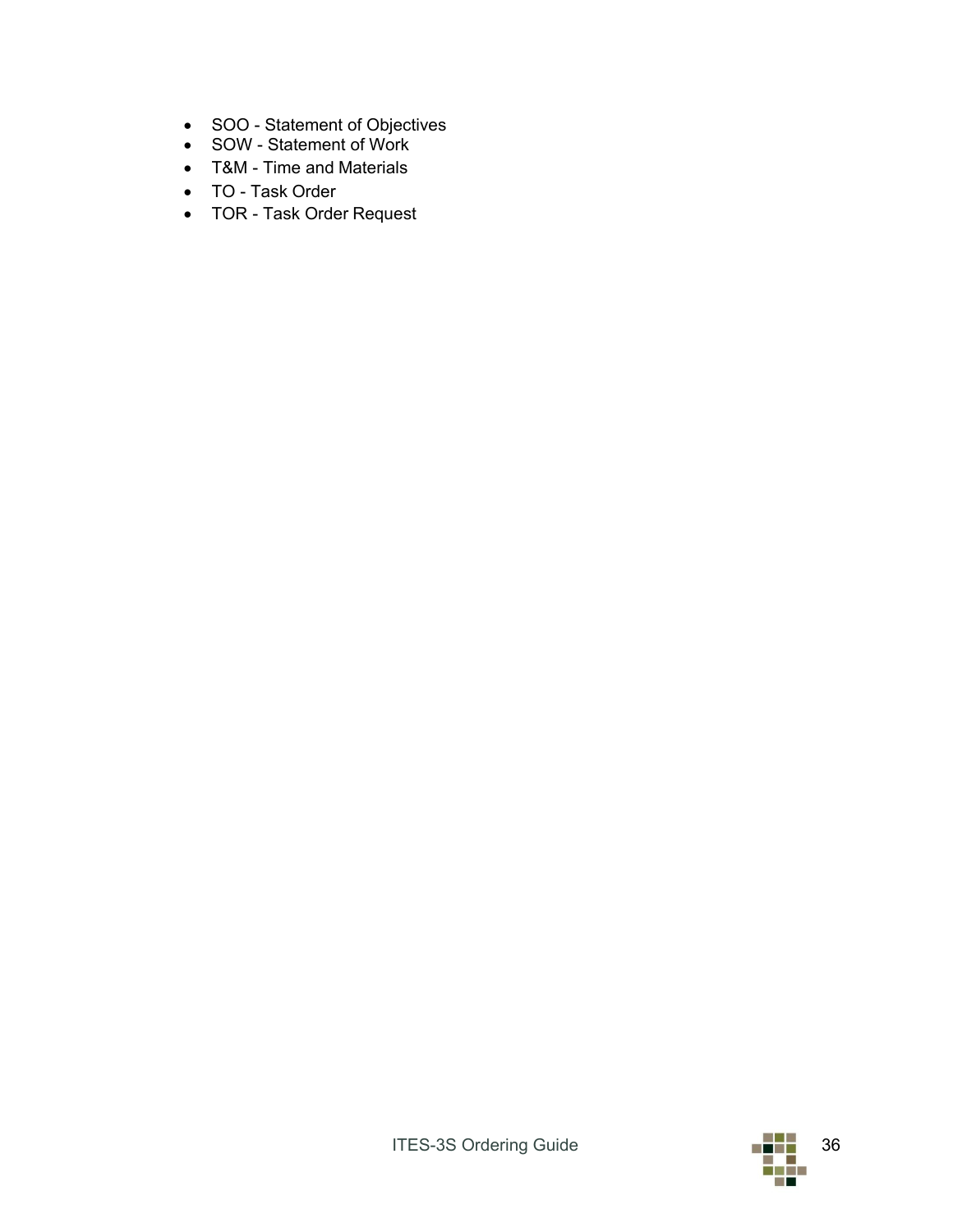- SOO - Statement of Objectives
- SOW - Statement of Work
- T&M - Time and Materials
- TO - Task Order
- TOR - Task Order Request